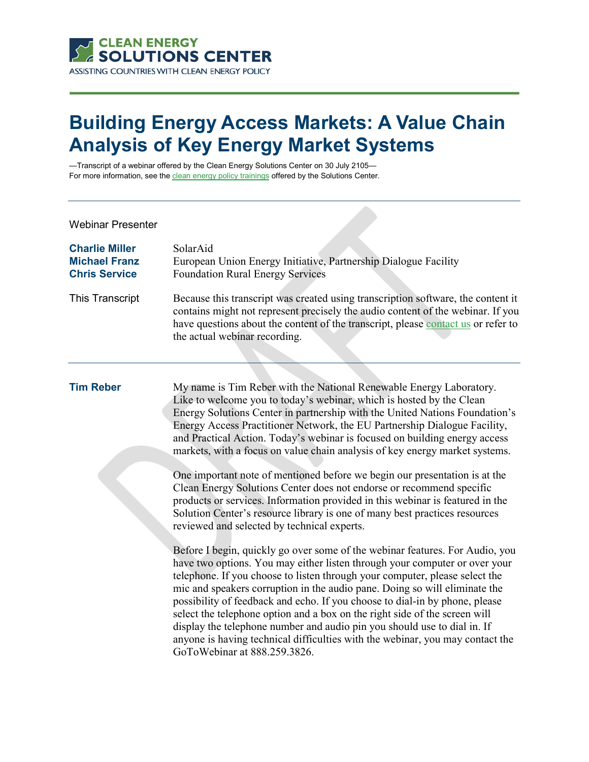CLEAN ENERGY SOLUTIONS CENTER
ASSISTING COUNTRIES WITH CLEAN ENERGY POLICY

# Building Energy Access Markets: A Value Chain Analysis of Key Energy Market Systems

—Transcript of a webinar offered by the Clean Energy Solutions Center on 30 July 2105—
For more information, see the clean energy policy trainings offered by the Solutions Center.

| Webinar Presenter | |
|---|---|
| **Charlie Miller** | SolarAid |
| **Michael Franz** | European Union Energy Initiative, Partnership Dialogue Facility |
| **Chris Service** | Foundation Rural Energy Services |
| This Transcript | Because this transcript was created using transcription software, the content it contains might not represent precisely the audio content of the webinar. If you have questions about the content of the transcript, please contact us or refer to the actual webinar recording. |

**Tim Reber**

My name is Tim Reber with the National Renewable Energy Laboratory. Like to welcome you to today's webinar, which is hosted by the Clean Energy Solutions Center in partnership with the United Nations Foundation's Energy Access Practitioner Network, the EU Partnership Dialogue Facility, and Practical Action. Today's webinar is focused on building energy access markets, with a focus on value chain analysis of key energy market systems.

One important note of mentioned before we begin our presentation is at the Clean Energy Solutions Center does not endorse or recommend specific products or services. Information provided in this webinar is featured in the Solution Center's resource library is one of many best practices resources reviewed and selected by technical experts.

Before I begin, quickly go over some of the webinar features. For Audio, you have two options. You may either listen through your computer or over your telephone. If you choose to listen through your computer, please select the mic and speakers corruption in the audio pane. Doing so will eliminate the possibility of feedback and echo. If you choose to dial-in by phone, please select the telephone option and a box on the right side of the screen will display the telephone number and audio pin you should use to dial in. If anyone is having technical difficulties with the webinar, you may contact the GoToWebinar at 888.259.3826.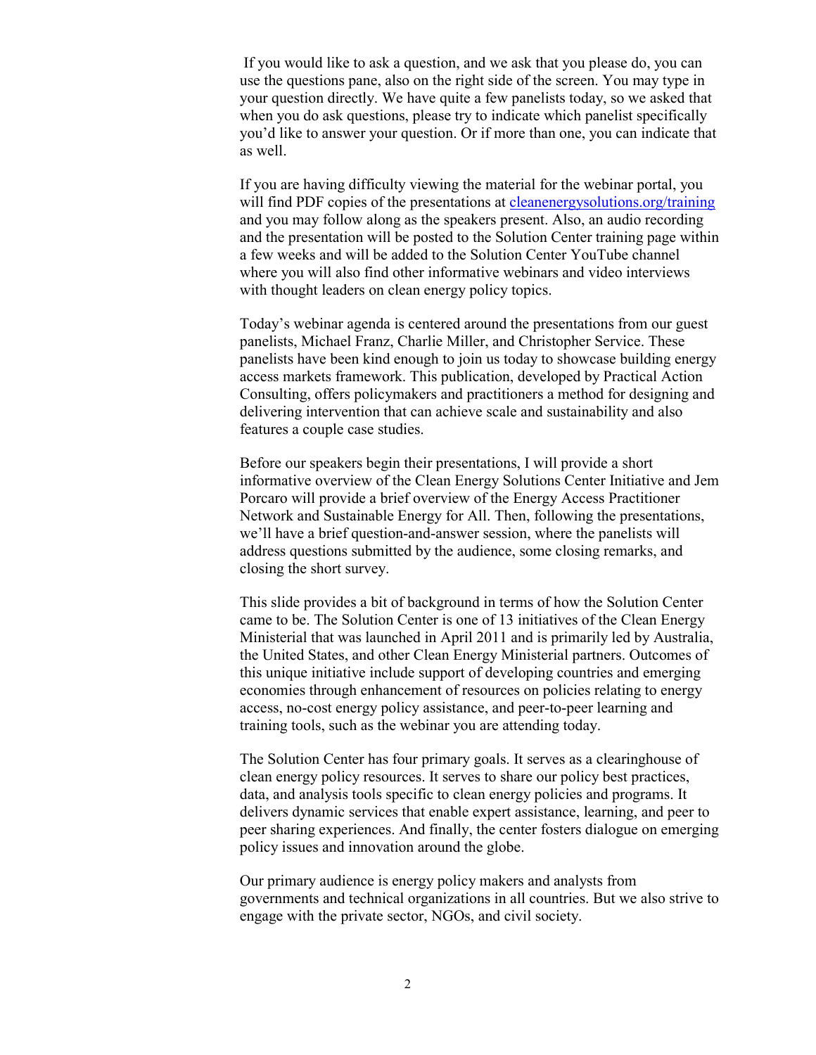If you would like to ask a question, and we ask that you please do, you can use the questions pane, also on the right side of the screen. You may type in your question directly. We have quite a few panelists today, so we asked that when you do ask questions, please try to indicate which panelist specifically you'd like to answer your question. Or if more than one, you can indicate that as well.

If you are having difficulty viewing the material for the webinar portal, you will find PDF copies of the presentations at [cleanenergysolutions.org/training](cleanenergysolutions.org/training) and you may follow along as the speakers present. Also, an audio recording and the presentation will be posted to the Solution Center training page within a few weeks and will be added to the Solution Center YouTube channel where you will also find other informative webinars and video interviews with thought leaders on clean energy policy topics.

Today's webinar agenda is centered around the presentations from our guest panelists, Michael Franz, Charlie Miller, and Christopher Service. These panelists have been kind enough to join us today to showcase building energy access markets framework. This publication, developed by Practical Action Consulting, offers policymakers and practitioners a method for designing and delivering intervention that can achieve scale and sustainability and also features a couple case studies.

Before our speakers begin their presentations, I will provide a short informative overview of the Clean Energy Solutions Center Initiative and Jem Porcaro will provide a brief overview of the Energy Access Practitioner Network and Sustainable Energy for All. Then, following the presentations, we'll have a brief question-and-answer session, where the panelists will address questions submitted by the audience, some closing remarks, and closing the short survey.

This slide provides a bit of background in terms of how the Solution Center came to be. The Solution Center is one of 13 initiatives of the Clean Energy Ministerial that was launched in April 2011 and is primarily led by Australia, the United States, and other Clean Energy Ministerial partners. Outcomes of this unique initiative include support of developing countries and emerging economies through enhancement of resources on policies relating to energy access, no-cost energy policy assistance, and peer-to-peer learning and training tools, such as the webinar you are attending today.

The Solution Center has four primary goals. It serves as a clearinghouse of clean energy policy resources. It serves to share our policy best practices, data, and analysis tools specific to clean energy policies and programs. It delivers dynamic services that enable expert assistance, learning, and peer to peer sharing experiences. And finally, the center fosters dialogue on emerging policy issues and innovation around the globe.

Our primary audience is energy policy makers and analysts from governments and technical organizations in all countries. But we also strive to engage with the private sector, NGOs, and civil society.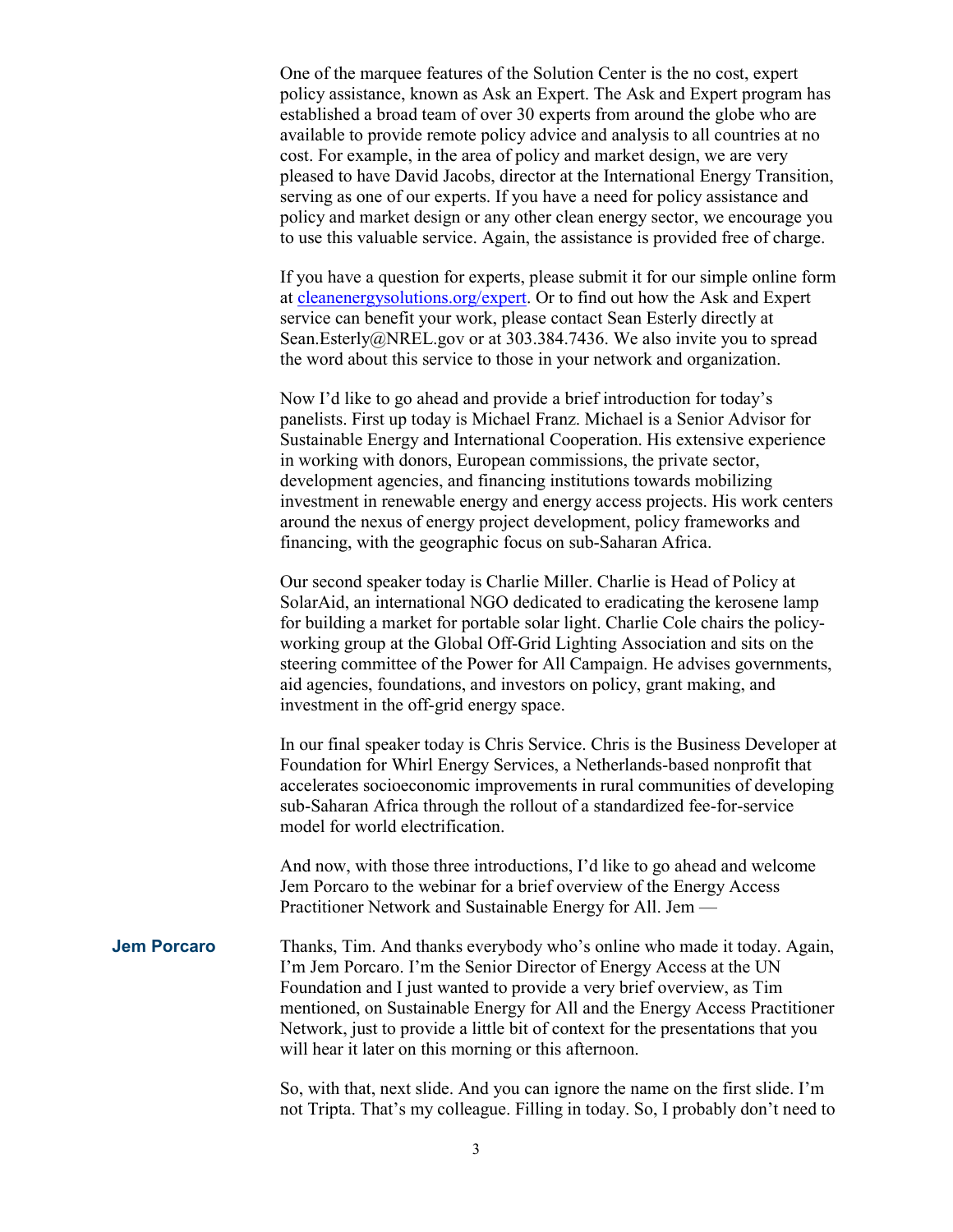One of the marquee features of the Solution Center is the no cost, expert policy assistance, known as Ask an Expert. The Ask and Expert program has established a broad team of over 30 experts from around the globe who are available to provide remote policy advice and analysis to all countries at no cost. For example, in the area of policy and market design, we are very pleased to have David Jacobs, director at the International Energy Transition, serving as one of our experts. If you have a need for policy assistance and policy and market design or any other clean energy sector, we encourage you to use this valuable service. Again, the assistance is provided free of charge.

If you have a question for experts, please submit it for our simple online form at cleanenergysolutions.org/expert. Or to find out how the Ask and Expert service can benefit your work, please contact Sean Esterly directly at Sean.Esterly@NREL.gov or at 303.384.7436. We also invite you to spread the word about this service to those in your network and organization.

Now I'd like to go ahead and provide a brief introduction for today's panelists. First up today is Michael Franz. Michael is a Senior Advisor for Sustainable Energy and International Cooperation. His extensive experience in working with donors, European commissions, the private sector, development agencies, and financing institutions towards mobilizing investment in renewable energy and energy access projects. His work centers around the nexus of energy project development, policy frameworks and financing, with the geographic focus on sub-Saharan Africa.

Our second speaker today is Charlie Miller. Charlie is Head of Policy at SolarAid, an international NGO dedicated to eradicating the kerosene lamp for building a market for portable solar light. Charlie Cole chairs the policy-working group at the Global Off-Grid Lighting Association and sits on the steering committee of the Power for All Campaign. He advises governments, aid agencies, foundations, and investors on policy, grant making, and investment in the off-grid energy space.

In our final speaker today is Chris Service. Chris is the Business Developer at Foundation for Whirl Energy Services, a Netherlands-based nonprofit that accelerates socioeconomic improvements in rural communities of developing sub-Saharan Africa through the rollout of a standardized fee-for-service model for world electrification.

And now, with those three introductions, I'd like to go ahead and welcome Jem Porcaro to the webinar for a brief overview of the Energy Access Practitioner Network and Sustainable Energy for All. Jem —

**Jem Porcaro** Thanks, Tim. And thanks everybody who's online who made it today. Again, I'm Jem Porcaro. I'm the Senior Director of Energy Access at the UN Foundation and I just wanted to provide a very brief overview, as Tim mentioned, on Sustainable Energy for All and the Energy Access Practitioner Network, just to provide a little bit of context for the presentations that you will hear it later on this morning or this afternoon.

So, with that, next slide. And you can ignore the name on the first slide. I'm not Tripta. That's my colleague. Filling in today. So, I probably don't need to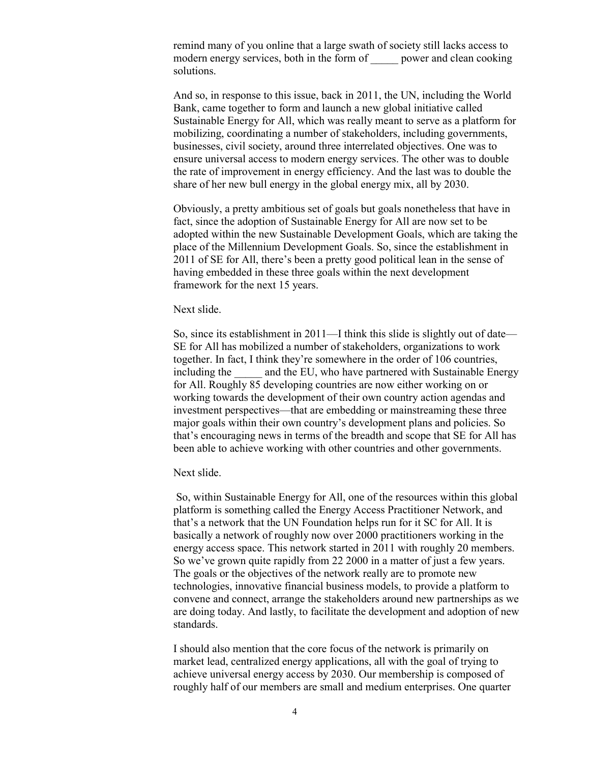remind many of you online that a large swath of society still lacks access to modern energy services, both in the form of _____ power and clean cooking solutions.

And so, in response to this issue, back in 2011, the UN, including the World Bank, came together to form and launch a new global initiative called Sustainable Energy for All, which was really meant to serve as a platform for mobilizing, coordinating a number of stakeholders, including governments, businesses, civil society, around three interrelated objectives. One was to ensure universal access to modern energy services. The other was to double the rate of improvement in energy efficiency. And the last was to double the share of her new bull energy in the global energy mix, all by 2030.

Obviously, a pretty ambitious set of goals but goals nonetheless that have in fact, since the adoption of Sustainable Energy for All are now set to be adopted within the new Sustainable Development Goals, which are taking the place of the Millennium Development Goals. So, since the establishment in 2011 of SE for All, there's been a pretty good political lean in the sense of having embedded in these three goals within the next development framework for the next 15 years.

Next slide.

So, since its establishment in 2011—I think this slide is slightly out of date—SE for All has mobilized a number of stakeholders, organizations to work together. In fact, I think they're somewhere in the order of 106 countries, including the _____ and the EU, who have partnered with Sustainable Energy for All. Roughly 85 developing countries are now either working on or working towards the development of their own country action agendas and investment perspectives—that are embedding or mainstreaming these three major goals within their own country's development plans and policies. So that's encouraging news in terms of the breadth and scope that SE for All has been able to achieve working with other countries and other governments.

Next slide.

So, within Sustainable Energy for All, one of the resources within this global platform is something called the Energy Access Practitioner Network, and that's a network that the UN Foundation helps run for it SC for All. It is basically a network of roughly now over 2000 practitioners working in the energy access space. This network started in 2011 with roughly 20 members. So we've grown quite rapidly from 22 2000 in a matter of just a few years. The goals or the objectives of the network really are to promote new technologies, innovative financial business models, to provide a platform to convene and connect, arrange the stakeholders around new partnerships as we are doing today. And lastly, to facilitate the development and adoption of new standards.

I should also mention that the core focus of the network is primarily on market lead, centralized energy applications, all with the goal of trying to achieve universal energy access by 2030. Our membership is composed of roughly half of our members are small and medium enterprises. One quarter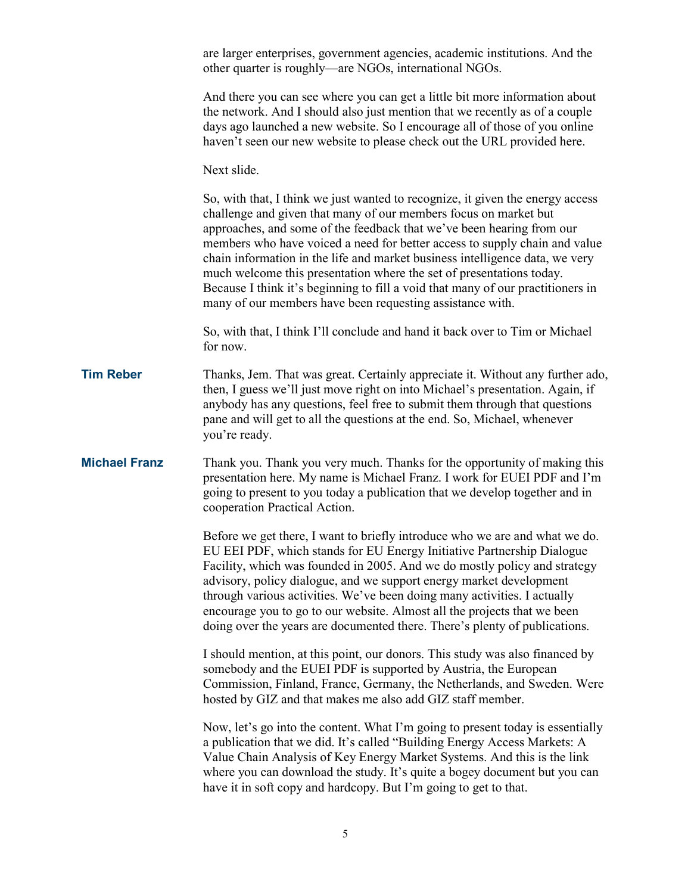are larger enterprises, government agencies, academic institutions. And the other quarter is roughly—are NGOs, international NGOs.

And there you can see where you can get a little bit more information about the network. And I should also just mention that we recently as of a couple days ago launched a new website. So I encourage all of those of you online haven't seen our new website to please check out the URL provided here.

Next slide.

So, with that, I think we just wanted to recognize, it given the energy access challenge and given that many of our members focus on market but approaches, and some of the feedback that we've been hearing from our members who have voiced a need for better access to supply chain and value chain information in the life and market business intelligence data, we very much welcome this presentation where the set of presentations today. Because I think it's beginning to fill a void that many of our practitioners in many of our members have been requesting assistance with.

So, with that, I think I'll conclude and hand it back over to Tim or Michael for now.

**Tim Reber**

Thanks, Jem. That was great. Certainly appreciate it. Without any further ado, then, I guess we'll just move right on into Michael's presentation. Again, if anybody has any questions, feel free to submit them through that questions pane and will get to all the questions at the end. So, Michael, whenever you're ready.

**Michael Franz**

Thank you. Thank you very much. Thanks for the opportunity of making this presentation here. My name is Michael Franz. I work for EUEI PDF and I'm going to present to you today a publication that we develop together and in cooperation Practical Action.

Before we get there, I want to briefly introduce who we are and what we do. EU EEI PDF, which stands for EU Energy Initiative Partnership Dialogue Facility, which was founded in 2005. And we do mostly policy and strategy advisory, policy dialogue, and we support energy market development through various activities. We've been doing many activities. I actually encourage you to go to our website. Almost all the projects that we been doing over the years are documented there. There's plenty of publications.

I should mention, at this point, our donors. This study was also financed by somebody and the EUEI PDF is supported by Austria, the European Commission, Finland, France, Germany, the Netherlands, and Sweden. Were hosted by GIZ and that makes me also add GIZ staff member.

Now, let's go into the content. What I'm going to present today is essentially a publication that we did. It's called "Building Energy Access Markets: A Value Chain Analysis of Key Energy Market Systems. And this is the link where you can download the study. It's quite a bogey document but you can have it in soft copy and hardcopy. But I'm going to get to that.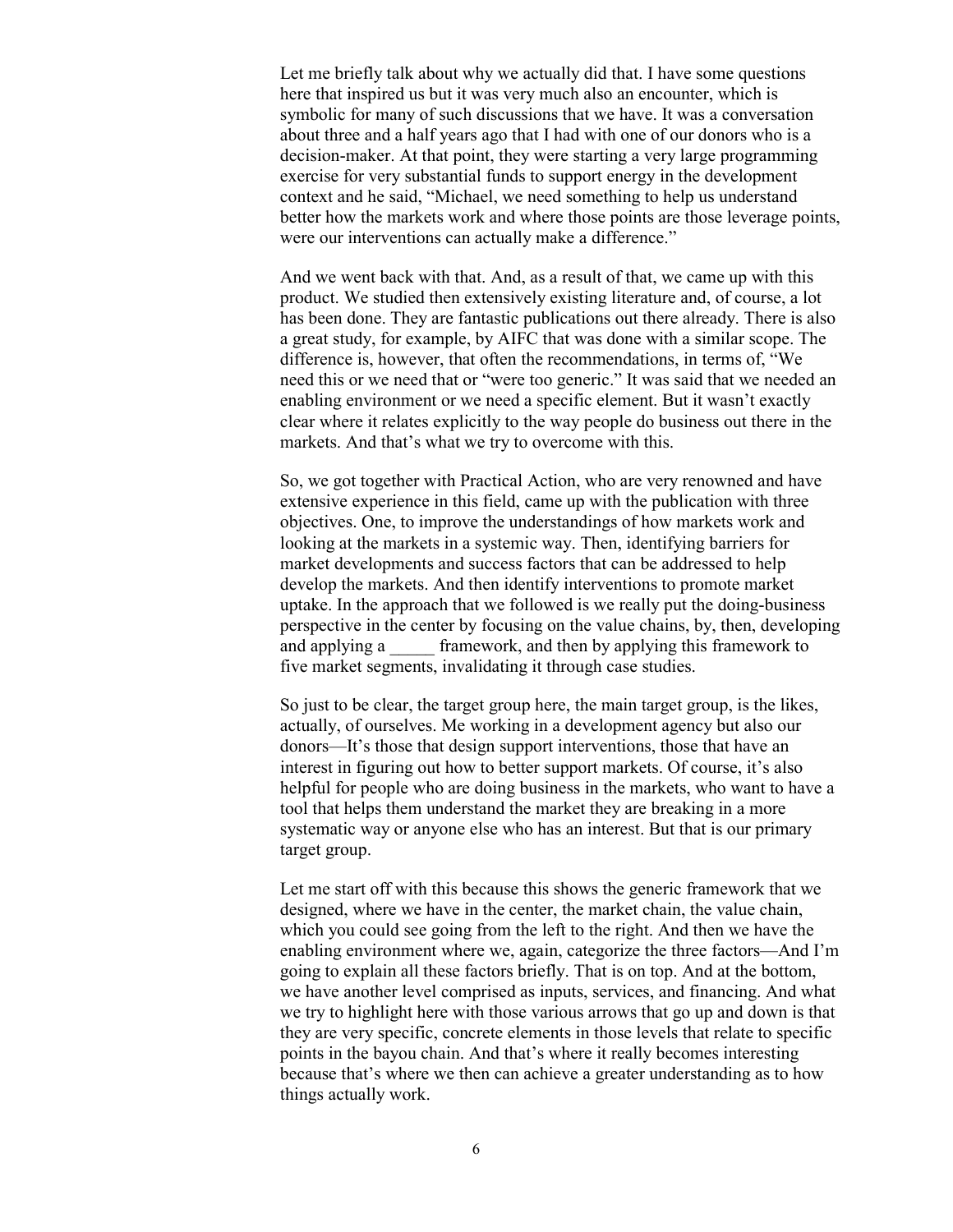Let me briefly talk about why we actually did that. I have some questions here that inspired us but it was very much also an encounter, which is symbolic for many of such discussions that we have. It was a conversation about three and a half years ago that I had with one of our donors who is a decision-maker. At that point, they were starting a very large programming exercise for very substantial funds to support energy in the development context and he said, "Michael, we need something to help us understand better how the markets work and where those points are those leverage points, were our interventions can actually make a difference."

And we went back with that. And, as a result of that, we came up with this product. We studied then extensively existing literature and, of course, a lot has been done. They are fantastic publications out there already. There is also a great study, for example, by AIFC that was done with a similar scope. The difference is, however, that often the recommendations, in terms of, "We need this or we need that or "were too generic." It was said that we needed an enabling environment or we need a specific element. But it wasn't exactly clear where it relates explicitly to the way people do business out there in the markets. And that's what we try to overcome with this.

So, we got together with Practical Action, who are very renowned and have extensive experience in this field, came up with the publication with three objectives. One, to improve the understandings of how markets work and looking at the markets in a systemic way. Then, identifying barriers for market developments and success factors that can be addressed to help develop the markets. And then identify interventions to promote market uptake. In the approach that we followed is we really put the doing-business perspective in the center by focusing on the value chains, by, then, developing and applying a _____ framework, and then by applying this framework to five market segments, invalidating it through case studies.

So just to be clear, the target group here, the main target group, is the likes, actually, of ourselves. Me working in a development agency but also our donors—It's those that design support interventions, those that have an interest in figuring out how to better support markets. Of course, it's also helpful for people who are doing business in the markets, who want to have a tool that helps them understand the market they are breaking in a more systematic way or anyone else who has an interest. But that is our primary target group.

Let me start off with this because this shows the generic framework that we designed, where we have in the center, the market chain, the value chain, which you could see going from the left to the right. And then we have the enabling environment where we, again, categorize the three factors—And I'm going to explain all these factors briefly. That is on top. And at the bottom, we have another level comprised as inputs, services, and financing. And what we try to highlight here with those various arrows that go up and down is that they are very specific, concrete elements in those levels that relate to specific points in the bayou chain. And that's where it really becomes interesting because that's where we then can achieve a greater understanding as to how things actually work.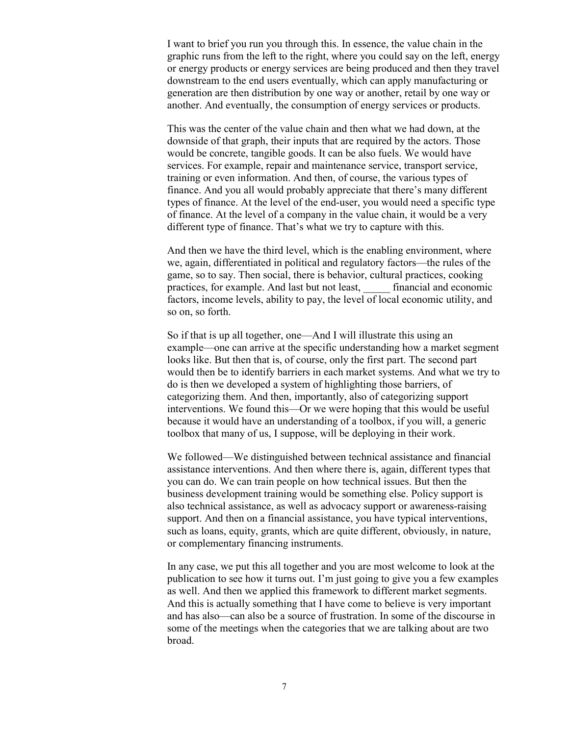I want to brief you run you through this. In essence, the value chain in the graphic runs from the left to the right, where you could say on the left, energy or energy products or energy services are being produced and then they travel downstream to the end users eventually, which can apply manufacturing or generation are then distribution by one way or another, retail by one way or another. And eventually, the consumption of energy services or products.

This was the center of the value chain and then what we had down, at the downside of that graph, their inputs that are required by the actors. Those would be concrete, tangible goods. It can be also fuels. We would have services. For example, repair and maintenance service, transport service, training or even information. And then, of course, the various types of finance. And you all would probably appreciate that there's many different types of finance. At the level of the end-user, you would need a specific type of finance. At the level of a company in the value chain, it would be a very different type of finance. That's what we try to capture with this.

And then we have the third level, which is the enabling environment, where we, again, differentiated in political and regulatory factors—the rules of the game, so to say. Then social, there is behavior, cultural practices, cooking practices, for example. And last but not least, _____ financial and economic factors, income levels, ability to pay, the level of local economic utility, and so on, so forth.

So if that is up all together, one—And I will illustrate this using an example—one can arrive at the specific understanding how a market segment looks like. But then that is, of course, only the first part. The second part would then be to identify barriers in each market systems. And what we try to do is then we developed a system of highlighting those barriers, of categorizing them. And then, importantly, also of categorizing support interventions. We found this—Or we were hoping that this would be useful because it would have an understanding of a toolbox, if you will, a generic toolbox that many of us, I suppose, will be deploying in their work.

We followed—We distinguished between technical assistance and financial assistance interventions. And then where there is, again, different types that you can do. We can train people on how technical issues. But then the business development training would be something else. Policy support is also technical assistance, as well as advocacy support or awareness-raising support. And then on a financial assistance, you have typical interventions, such as loans, equity, grants, which are quite different, obviously, in nature, or complementary financing instruments.

In any case, we put this all together and you are most welcome to look at the publication to see how it turns out. I'm just going to give you a few examples as well. And then we applied this framework to different market segments. And this is actually something that I have come to believe is very important and has also—can also be a source of frustration. In some of the discourse in some of the meetings when the categories that we are talking about are two broad.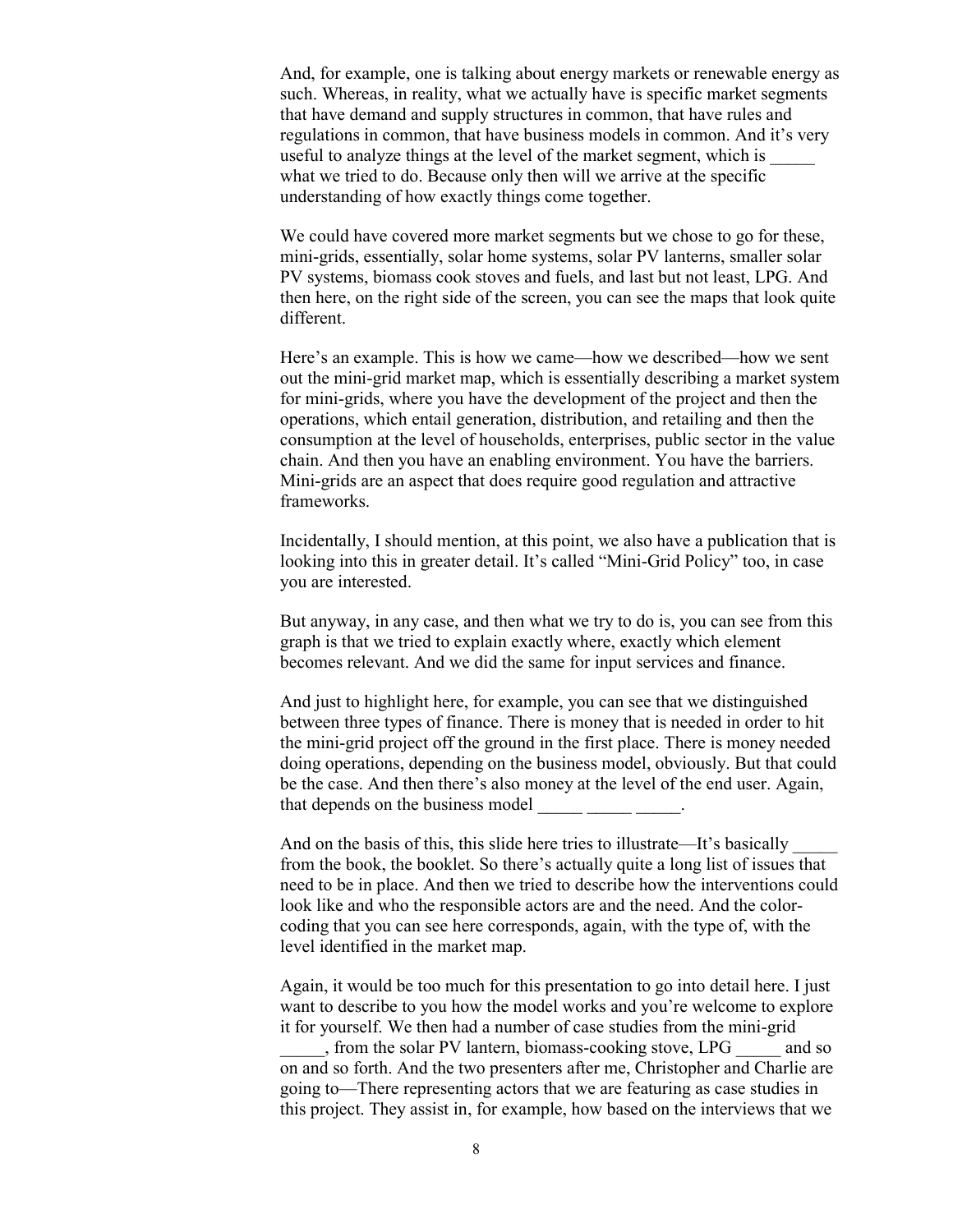And, for example, one is talking about energy markets or renewable energy as such. Whereas, in reality, what we actually have is specific market segments that have demand and supply structures in common, that have rules and regulations in common, that have business models in common. And it's very useful to analyze things at the level of the market segment, which is _____ what we tried to do. Because only then will we arrive at the specific understanding of how exactly things come together.

We could have covered more market segments but we chose to go for these, mini-grids, essentially, solar home systems, solar PV lanterns, smaller solar PV systems, biomass cook stoves and fuels, and last but not least, LPG. And then here, on the right side of the screen, you can see the maps that look quite different.

Here's an example. This is how we came—how we described—how we sent out the mini-grid market map, which is essentially describing a market system for mini-grids, where you have the development of the project and then the operations, which entail generation, distribution, and retailing and then the consumption at the level of households, enterprises, public sector in the value chain. And then you have an enabling environment. You have the barriers. Mini-grids are an aspect that does require good regulation and attractive frameworks.

Incidentally, I should mention, at this point, we also have a publication that is looking into this in greater detail. It's called "Mini-Grid Policy" too, in case you are interested.

But anyway, in any case, and then what we try to do is, you can see from this graph is that we tried to explain exactly where, exactly which element becomes relevant. And we did the same for input services and finance.

And just to highlight here, for example, you can see that we distinguished between three types of finance. There is money that is needed in order to hit the mini-grid project off the ground in the first place. There is money needed doing operations, depending on the business model, obviously. But that could be the case. And then there's also money at the level of the end user. Again, that depends on the business model _____ _____ _____.

And on the basis of this, this slide here tries to illustrate—It's basically _____ from the book, the booklet. So there's actually quite a long list of issues that need to be in place. And then we tried to describe how the interventions could look like and who the responsible actors are and the need. And the color-coding that you can see here corresponds, again, with the type of, with the level identified in the market map.

Again, it would be too much for this presentation to go into detail here. I just want to describe to you how the model works and you're welcome to explore it for yourself. We then had a number of case studies from the mini-grid _____, from the solar PV lantern, biomass-cooking stove, LPG _____ and so on and so forth. And the two presenters after me, Christopher and Charlie are going to—There representing actors that we are featuring as case studies in this project. They assist in, for example, how based on the interviews that we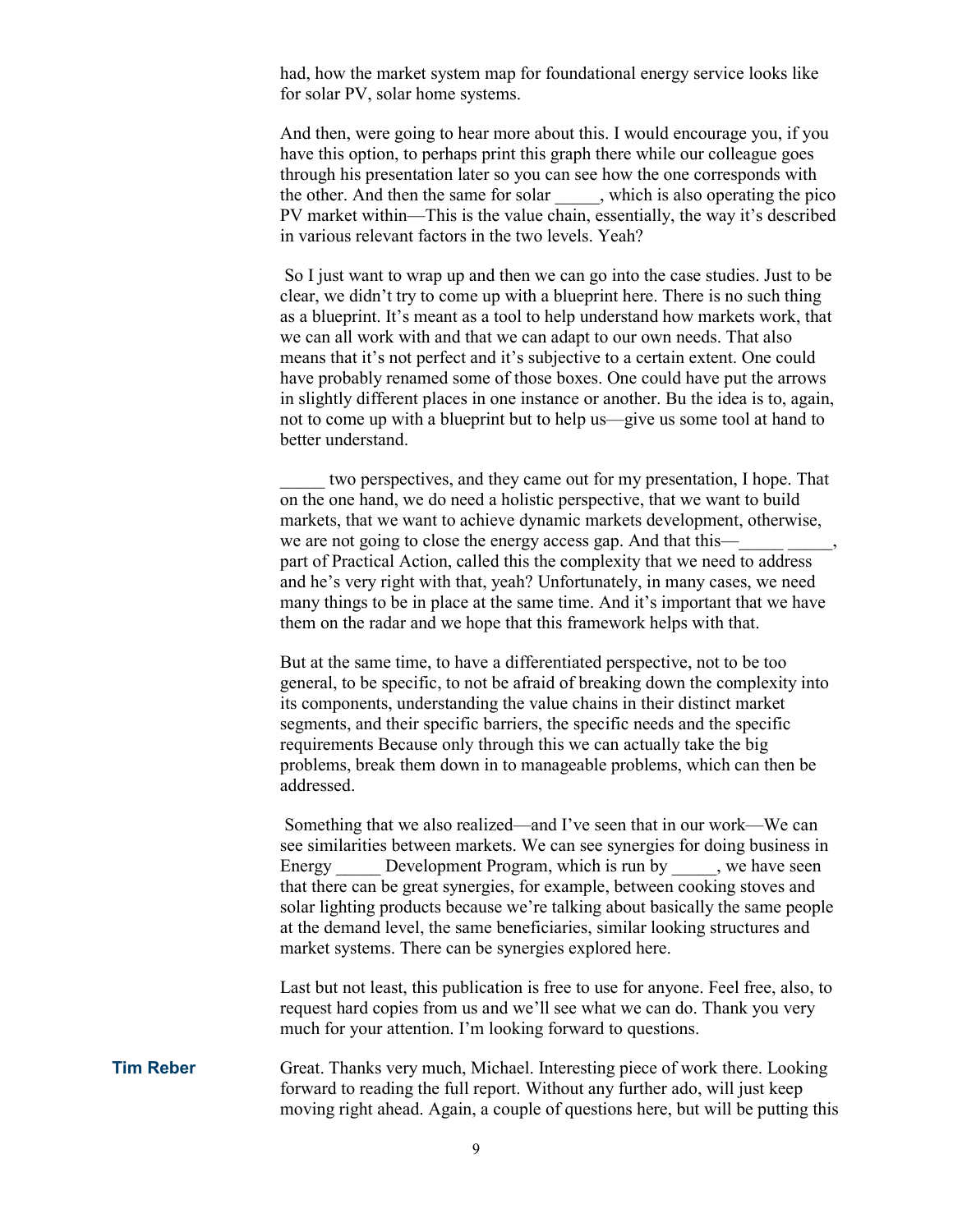had, how the market system map for foundational energy service looks like for solar PV, solar home systems.

And then, were going to hear more about this. I would encourage you, if you have this option, to perhaps print this graph there while our colleague goes through his presentation later so you can see how the one corresponds with the other. And then the same for solar _____, which is also operating the pico PV market within—This is the value chain, essentially, the way it's described in various relevant factors in the two levels. Yeah?

So I just want to wrap up and then we can go into the case studies. Just to be clear, we didn't try to come up with a blueprint here. There is no such thing as a blueprint. It's meant as a tool to help understand how markets work, that we can all work with and that we can adapt to our own needs. That also means that it's not perfect and it's subjective to a certain extent. One could have probably renamed some of those boxes. One could have put the arrows in slightly different places in one instance or another. Bu the idea is to, again, not to come up with a blueprint but to help us—give us some tool at hand to better understand.

_____ two perspectives, and they came out for my presentation, I hope. That on the one hand, we do need a holistic perspective, that we want to build markets, that we want to achieve dynamic markets development, otherwise, we are not going to close the energy access gap. And that this—_____ _____, part of Practical Action, called this the complexity that we need to address and he's very right with that, yeah? Unfortunately, in many cases, we need many things to be in place at the same time. And it's important that we have them on the radar and we hope that this framework helps with that.

But at the same time, to have a differentiated perspective, not to be too general, to be specific, to not be afraid of breaking down the complexity into its components, understanding the value chains in their distinct market segments, and their specific barriers, the specific needs and the specific requirements Because only through this we can actually take the big problems, break them down in to manageable problems, which can then be addressed.

Something that we also realized—and I've seen that in our work—We can see similarities between markets. We can see synergies for doing business in Energy _____ Development Program, which is run by _____, we have seen that there can be great synergies, for example, between cooking stoves and solar lighting products because we're talking about basically the same people at the demand level, the same beneficiaries, similar looking structures and market systems. There can be synergies explored here.

Last but not least, this publication is free to use for anyone. Feel free, also, to request hard copies from us and we'll see what we can do. Thank you very much for your attention. I'm looking forward to questions.

**Tim Reber**

Great. Thanks very much, Michael. Interesting piece of work there. Looking forward to reading the full report. Without any further ado, will just keep moving right ahead. Again, a couple of questions here, but will be putting this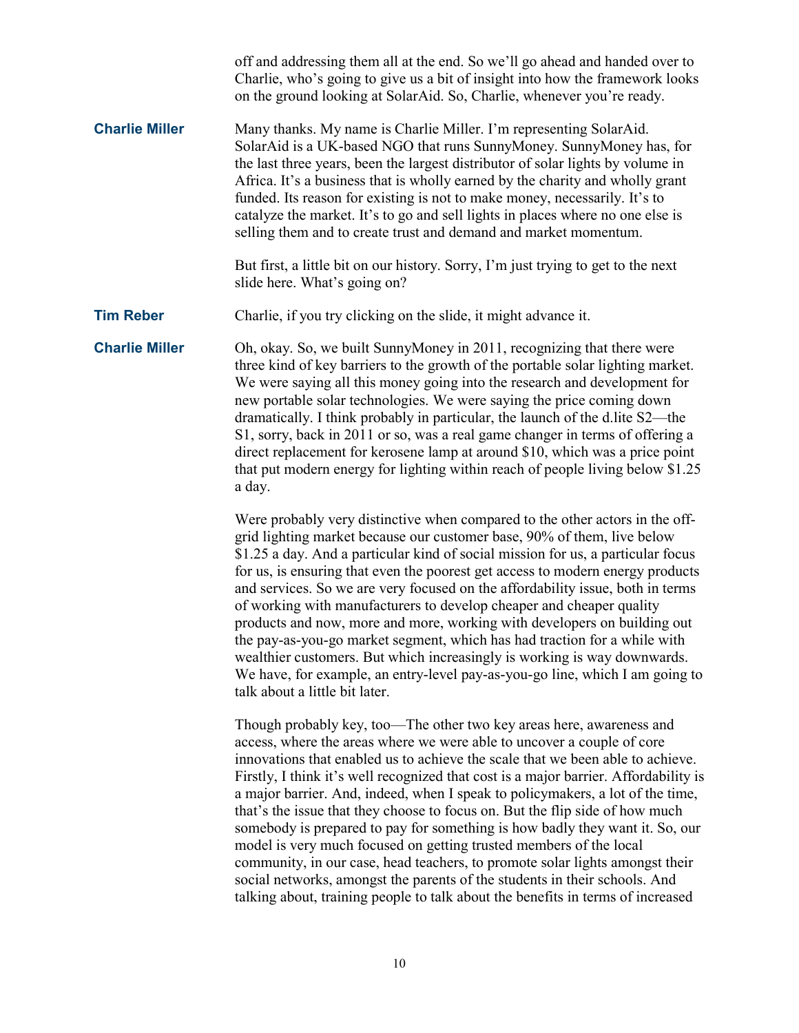off and addressing them all at the end. So we'll go ahead and handed over to Charlie, who's going to give us a bit of insight into how the framework looks on the ground looking at SolarAid. So, Charlie, whenever you're ready.

**Charlie Miller** Many thanks. My name is Charlie Miller. I'm representing SolarAid. SolarAid is a UK-based NGO that runs SunnyMoney. SunnyMoney has, for the last three years, been the largest distributor of solar lights by volume in Africa. It's a business that is wholly earned by the charity and wholly grant funded. Its reason for existing is not to make money, necessarily. It's to catalyze the market. It's to go and sell lights in places where no one else is selling them and to create trust and demand and market momentum.

But first, a little bit on our history. Sorry, I'm just trying to get to the next slide here. What's going on?

**Tim Reber** Charlie, if you try clicking on the slide, it might advance it.

**Charlie Miller** Oh, okay. So, we built SunnyMoney in 2011, recognizing that there were three kind of key barriers to the growth of the portable solar lighting market. We were saying all this money going into the research and development for new portable solar technologies. We were saying the price coming down dramatically. I think probably in particular, the launch of the d.lite S2—the S1, sorry, back in 2011 or so, was a real game changer in terms of offering a direct replacement for kerosene lamp at around $10, which was a price point that put modern energy for lighting within reach of people living below $1.25 a day.

Were probably very distinctive when compared to the other actors in the off-grid lighting market because our customer base, 90% of them, live below $1.25 a day. And a particular kind of social mission for us, a particular focus for us, is ensuring that even the poorest get access to modern energy products and services. So we are very focused on the affordability issue, both in terms of working with manufacturers to develop cheaper and cheaper quality products and now, more and more, working with developers on building out the pay-as-you-go market segment, which has had traction for a while with wealthier customers. But which increasingly is working is way downwards. We have, for example, an entry-level pay-as-you-go line, which I am going to talk about a little bit later.

Though probably key, too—The other two key areas here, awareness and access, where the areas where we were able to uncover a couple of core innovations that enabled us to achieve the scale that we been able to achieve. Firstly, I think it's well recognized that cost is a major barrier. Affordability is a major barrier. And, indeed, when I speak to policymakers, a lot of the time, that's the issue that they choose to focus on. But the flip side of how much somebody is prepared to pay for something is how badly they want it. So, our model is very much focused on getting trusted members of the local community, in our case, head teachers, to promote solar lights amongst their social networks, amongst the parents of the students in their schools. And talking about, training people to talk about the benefits in terms of increased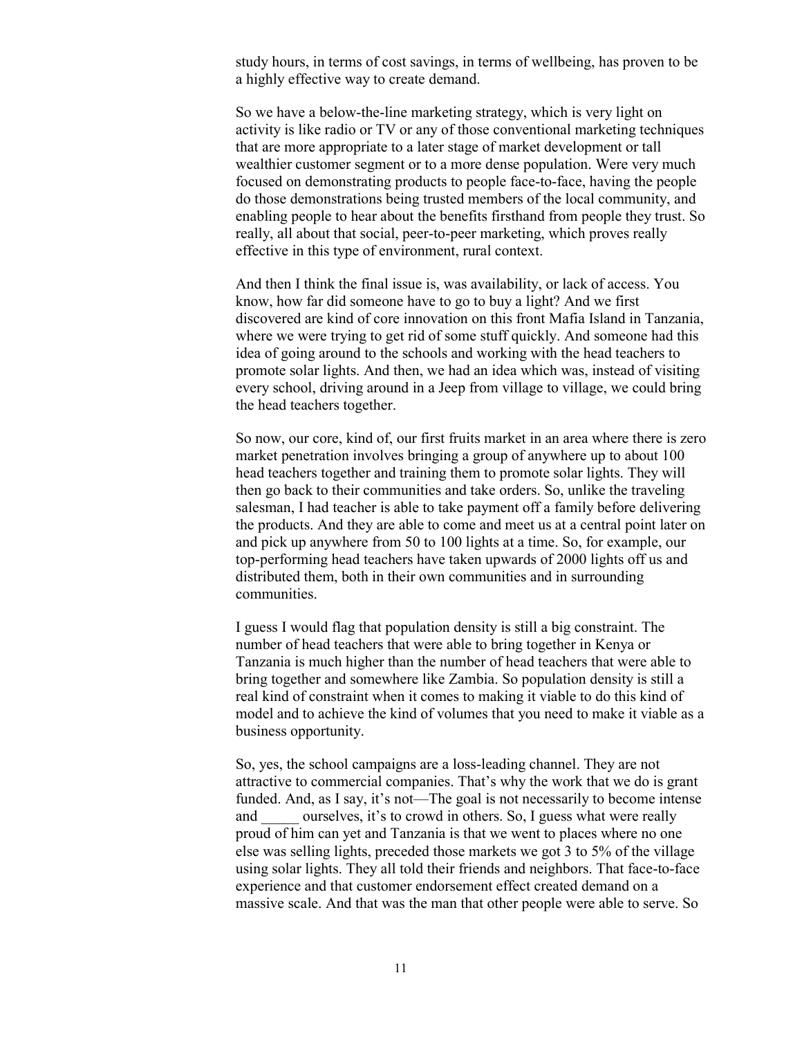study hours, in terms of cost savings, in terms of wellbeing, has proven to be a highly effective way to create demand.

So we have a below-the-line marketing strategy, which is very light on activity is like radio or TV or any of those conventional marketing techniques that are more appropriate to a later stage of market development or tall wealthier customer segment or to a more dense population. Were very much focused on demonstrating products to people face-to-face, having the people do those demonstrations being trusted members of the local community, and enabling people to hear about the benefits firsthand from people they trust. So really, all about that social, peer-to-peer marketing, which proves really effective in this type of environment, rural context.

And then I think the final issue is, was availability, or lack of access. You know, how far did someone have to go to buy a light? And we first discovered are kind of core innovation on this front Mafia Island in Tanzania, where we were trying to get rid of some stuff quickly. And someone had this idea of going around to the schools and working with the head teachers to promote solar lights. And then, we had an idea which was, instead of visiting every school, driving around in a Jeep from village to village, we could bring the head teachers together.

So now, our core, kind of, our first fruits market in an area where there is zero market penetration involves bringing a group of anywhere up to about 100 head teachers together and training them to promote solar lights. They will then go back to their communities and take orders. So, unlike the traveling salesman, I had teacher is able to take payment off a family before delivering the products. And they are able to come and meet us at a central point later on and pick up anywhere from 50 to 100 lights at a time. So, for example, our top-performing head teachers have taken upwards of 2000 lights off us and distributed them, both in their own communities and in surrounding communities.

I guess I would flag that population density is still a big constraint. The number of head teachers that were able to bring together in Kenya or Tanzania is much higher than the number of head teachers that were able to bring together and somewhere like Zambia. So population density is still a real kind of constraint when it comes to making it viable to do this kind of model and to achieve the kind of volumes that you need to make it viable as a business opportunity.

So, yes, the school campaigns are a loss-leading channel. They are not attractive to commercial companies. That's why the work that we do is grant funded. And, as I say, it's not—The goal is not necessarily to become intense and _____ ourselves, it's to crowd in others. So, I guess what were really proud of him can yet and Tanzania is that we went to places where no one else was selling lights, preceded those markets we got 3 to 5% of the village using solar lights. They all told their friends and neighbors. That face-to-face experience and that customer endorsement effect created demand on a massive scale. And that was the man that other people were able to serve. So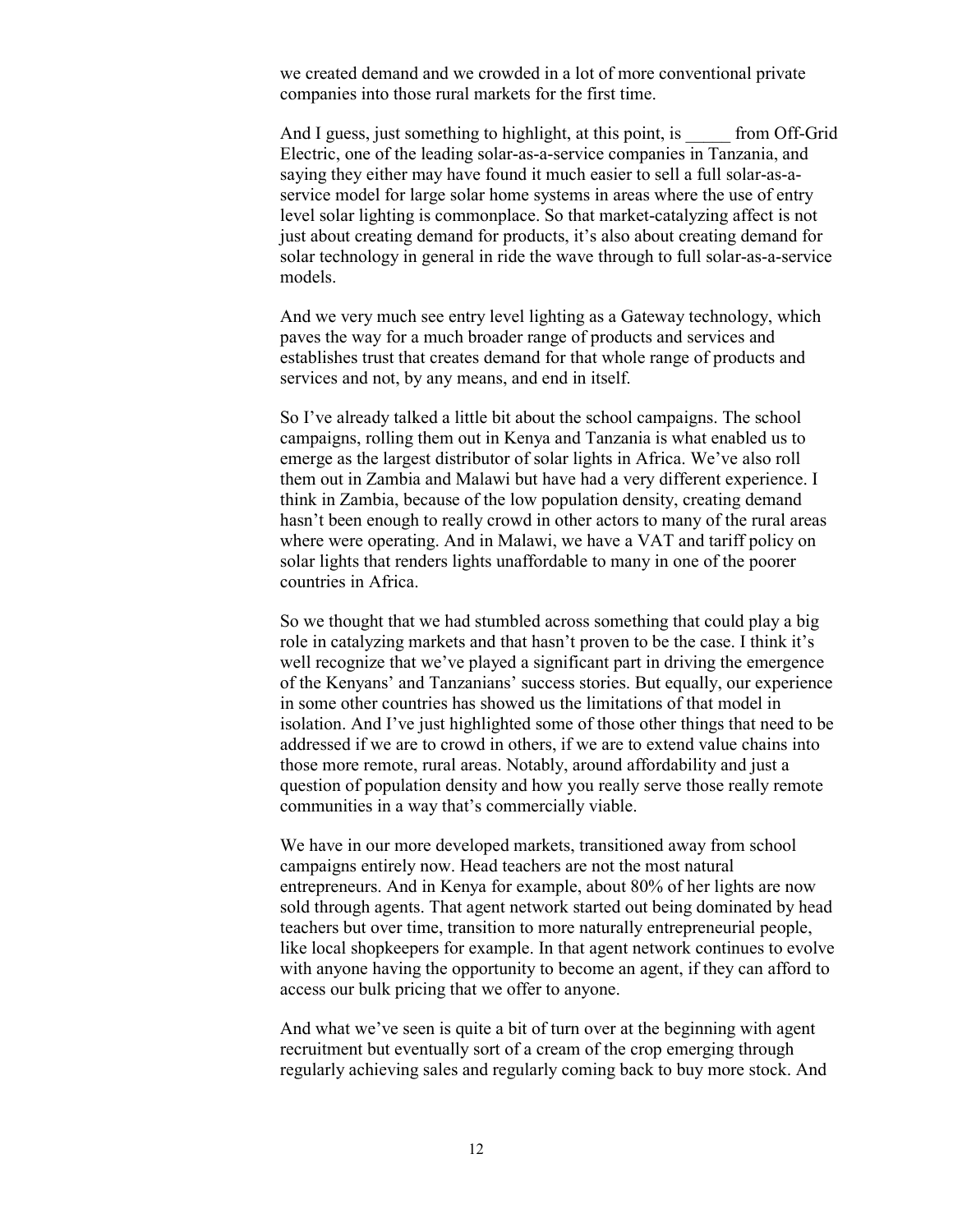we created demand and we crowded in a lot of more conventional private companies into those rural markets for the first time.

And I guess, just something to highlight, at this point, is _____ from Off-Grid Electric, one of the leading solar-as-a-service companies in Tanzania, and saying they either may have found it much easier to sell a full solar-as-a-service model for large solar home systems in areas where the use of entry level solar lighting is commonplace. So that market-catalyzing affect is not just about creating demand for products, it's also about creating demand for solar technology in general in ride the wave through to full solar-as-a-service models.

And we very much see entry level lighting as a Gateway technology, which paves the way for a much broader range of products and services and establishes trust that creates demand for that whole range of products and services and not, by any means, and end in itself.

So I've already talked a little bit about the school campaigns. The school campaigns, rolling them out in Kenya and Tanzania is what enabled us to emerge as the largest distributor of solar lights in Africa. We've also roll them out in Zambia and Malawi but have had a very different experience. I think in Zambia, because of the low population density, creating demand hasn't been enough to really crowd in other actors to many of the rural areas where were operating. And in Malawi, we have a VAT and tariff policy on solar lights that renders lights unaffordable to many in one of the poorer countries in Africa.

So we thought that we had stumbled across something that could play a big role in catalyzing markets and that hasn't proven to be the case. I think it's well recognize that we've played a significant part in driving the emergence of the Kenyans' and Tanzanians' success stories. But equally, our experience in some other countries has showed us the limitations of that model in isolation. And I've just highlighted some of those other things that need to be addressed if we are to crowd in others, if we are to extend value chains into those more remote, rural areas. Notably, around affordability and just a question of population density and how you really serve those really remote communities in a way that's commercially viable.

We have in our more developed markets, transitioned away from school campaigns entirely now. Head teachers are not the most natural entrepreneurs. And in Kenya for example, about 80% of her lights are now sold through agents. That agent network started out being dominated by head teachers but over time, transition to more naturally entrepreneurial people, like local shopkeepers for example. In that agent network continues to evolve with anyone having the opportunity to become an agent, if they can afford to access our bulk pricing that we offer to anyone.

And what we've seen is quite a bit of turn over at the beginning with agent recruitment but eventually sort of a cream of the crop emerging through regularly achieving sales and regularly coming back to buy more stock. And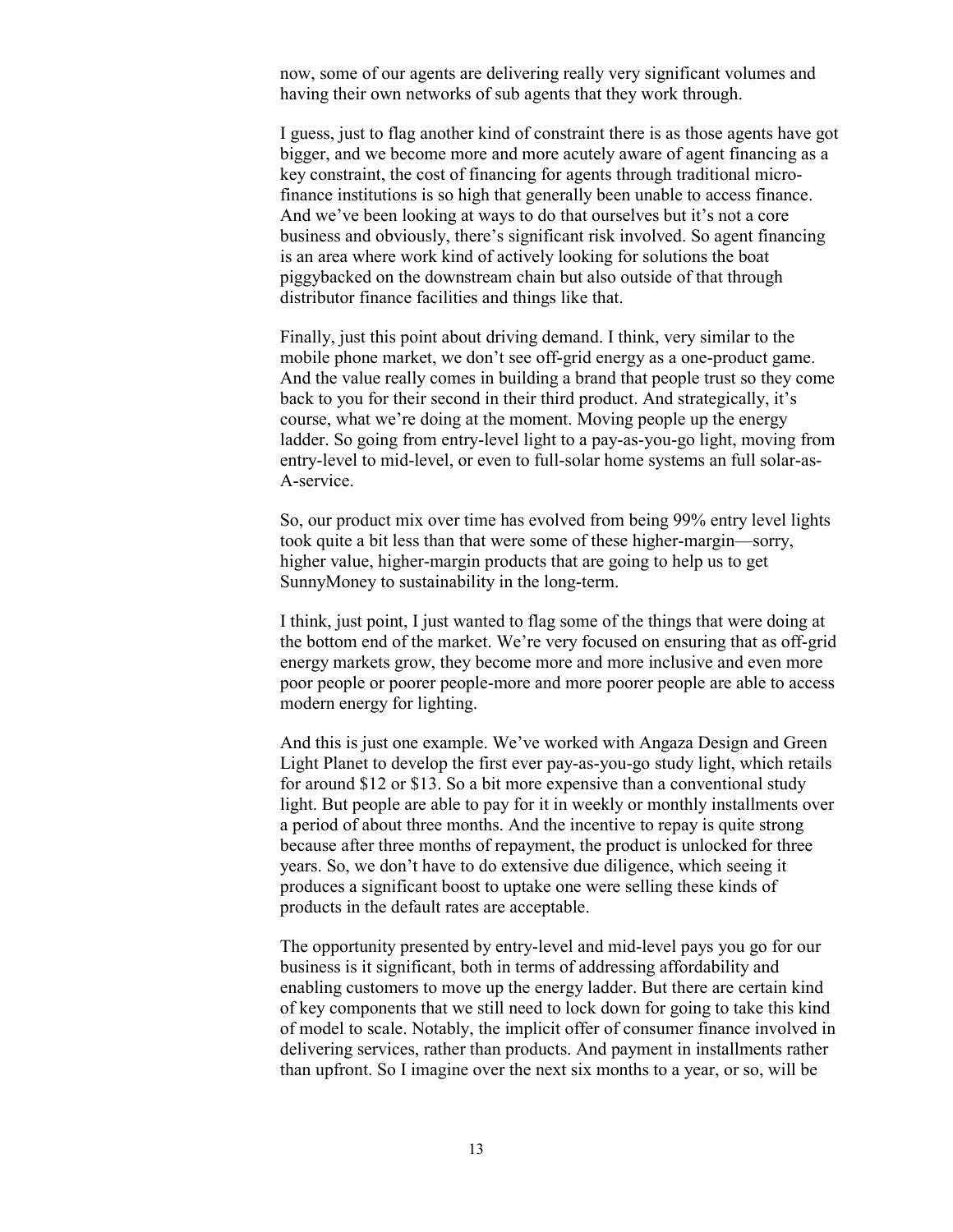now, some of our agents are delivering really very significant volumes and having their own networks of sub agents that they work through.

I guess, just to flag another kind of constraint there is as those agents have got bigger, and we become more and more acutely aware of agent financing as a key constraint, the cost of financing for agents through traditional micro-finance institutions is so high that generally been unable to access finance. And we've been looking at ways to do that ourselves but it's not a core business and obviously, there's significant risk involved. So agent financing is an area where work kind of actively looking for solutions the boat piggybacked on the downstream chain but also outside of that through distributor finance facilities and things like that.

Finally, just this point about driving demand. I think, very similar to the mobile phone market, we don't see off-grid energy as a one-product game. And the value really comes in building a brand that people trust so they come back to you for their second in their third product. And strategically, it's course, what we're doing at the moment. Moving people up the energy ladder. So going from entry-level light to a pay-as-you-go light, moving from entry-level to mid-level, or even to full-solar home systems an full solar-as-A-service.

So, our product mix over time has evolved from being 99% entry level lights took quite a bit less than that were some of these higher-margin—sorry, higher value, higher-margin products that are going to help us to get SunnyMoney to sustainability in the long-term.

I think, just point, I just wanted to flag some of the things that were doing at the bottom end of the market. We're very focused on ensuring that as off-grid energy markets grow, they become more and more inclusive and even more poor people or poorer people-more and more poorer people are able to access modern energy for lighting.

And this is just one example. We've worked with Angaza Design and Green Light Planet to develop the first ever pay-as-you-go study light, which retails for around $12 or $13. So a bit more expensive than a conventional study light. But people are able to pay for it in weekly or monthly installments over a period of about three months. And the incentive to repay is quite strong because after three months of repayment, the product is unlocked for three years. So, we don't have to do extensive due diligence, which seeing it produces a significant boost to uptake one were selling these kinds of products in the default rates are acceptable.

The opportunity presented by entry-level and mid-level pays you go for our business is it significant, both in terms of addressing affordability and enabling customers to move up the energy ladder. But there are certain kind of key components that we still need to lock down for going to take this kind of model to scale. Notably, the implicit offer of consumer finance involved in delivering services, rather than products. And payment in installments rather than upfront. So I imagine over the next six months to a year, or so, will be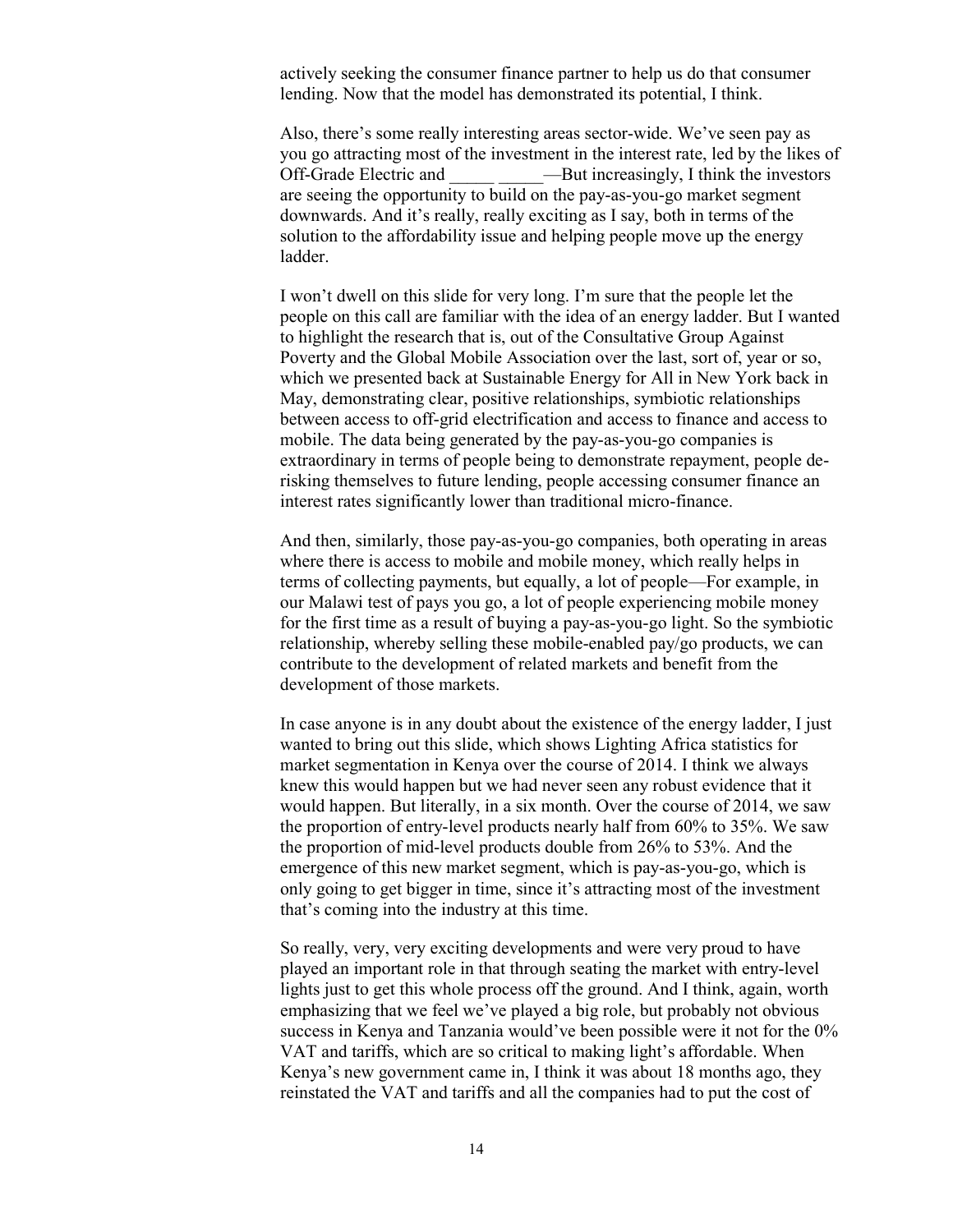actively seeking the consumer finance partner to help us do that consumer lending. Now that the model has demonstrated its potential, I think.

Also, there's some really interesting areas sector-wide. We've seen pay as you go attracting most of the investment in the interest rate, led by the likes of Off-Grade Electric and _____ _____—But increasingly, I think the investors are seeing the opportunity to build on the pay-as-you-go market segment downwards. And it's really, really exciting as I say, both in terms of the solution to the affordability issue and helping people move up the energy ladder.

I won't dwell on this slide for very long. I'm sure that the people let the people on this call are familiar with the idea of an energy ladder. But I wanted to highlight the research that is, out of the Consultative Group Against Poverty and the Global Mobile Association over the last, sort of, year or so, which we presented back at Sustainable Energy for All in New York back in May, demonstrating clear, positive relationships, symbiotic relationships between access to off-grid electrification and access to finance and access to mobile. The data being generated by the pay-as-you-go companies is extraordinary in terms of people being to demonstrate repayment, people de-risking themselves to future lending, people accessing consumer finance an interest rates significantly lower than traditional micro-finance.

And then, similarly, those pay-as-you-go companies, both operating in areas where there is access to mobile and mobile money, which really helps in terms of collecting payments, but equally, a lot of people—For example, in our Malawi test of pays you go, a lot of people experiencing mobile money for the first time as a result of buying a pay-as-you-go light. So the symbiotic relationship, whereby selling these mobile-enabled pay/go products, we can contribute to the development of related markets and benefit from the development of those markets.

In case anyone is in any doubt about the existence of the energy ladder, I just wanted to bring out this slide, which shows Lighting Africa statistics for market segmentation in Kenya over the course of 2014. I think we always knew this would happen but we had never seen any robust evidence that it would happen. But literally, in a six month. Over the course of 2014, we saw the proportion of entry-level products nearly half from 60% to 35%. We saw the proportion of mid-level products double from 26% to 53%. And the emergence of this new market segment, which is pay-as-you-go, which is only going to get bigger in time, since it's attracting most of the investment that's coming into the industry at this time.

So really, very, very exciting developments and were very proud to have played an important role in that through seating the market with entry-level lights just to get this whole process off the ground. And I think, again, worth emphasizing that we feel we've played a big role, but probably not obvious success in Kenya and Tanzania would've been possible were it not for the 0% VAT and tariffs, which are so critical to making light's affordable. When Kenya's new government came in, I think it was about 18 months ago, they reinstated the VAT and tariffs and all the companies had to put the cost of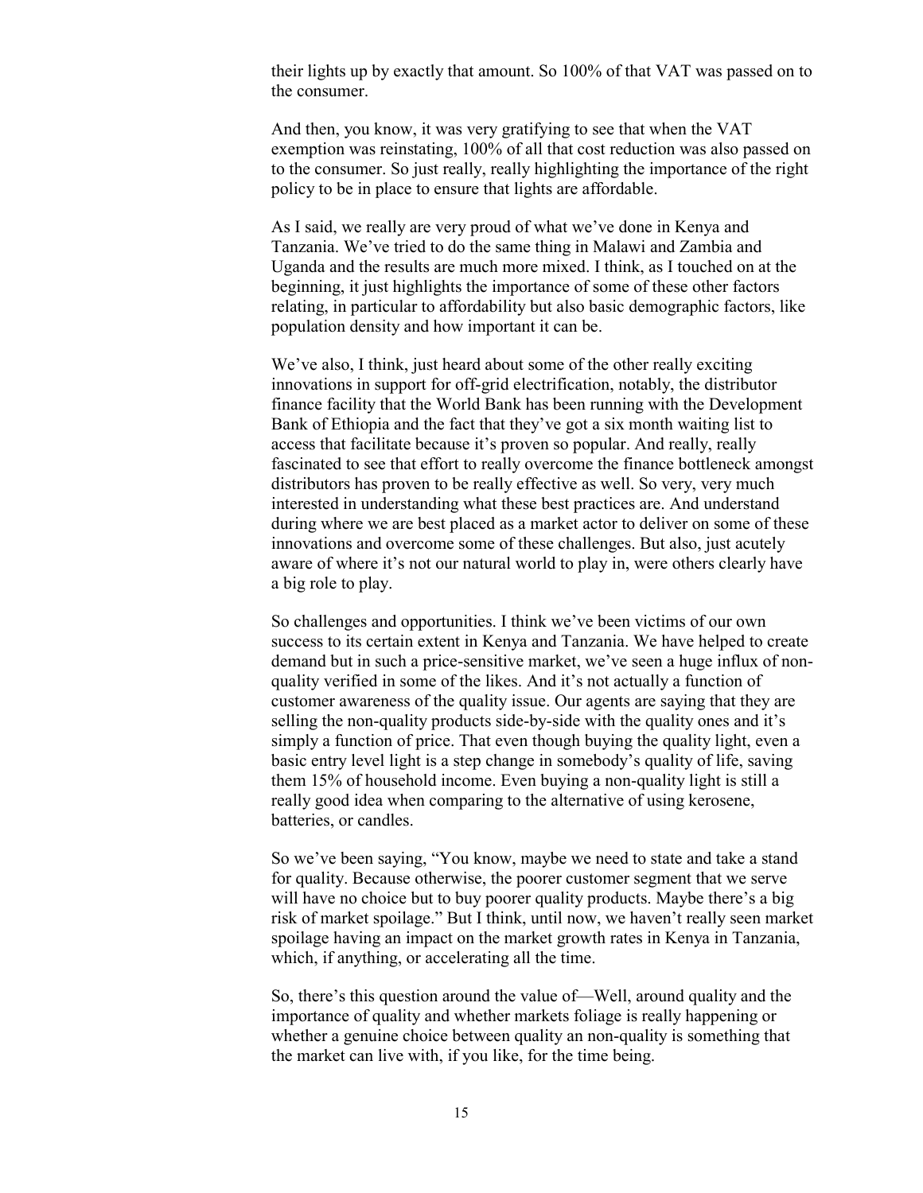their lights up by exactly that amount. So 100% of that VAT was passed on to the consumer.

And then, you know, it was very gratifying to see that when the VAT exemption was reinstating, 100% of all that cost reduction was also passed on to the consumer. So just really, really highlighting the importance of the right policy to be in place to ensure that lights are affordable.

As I said, we really are very proud of what we've done in Kenya and Tanzania. We've tried to do the same thing in Malawi and Zambia and Uganda and the results are much more mixed. I think, as I touched on at the beginning, it just highlights the importance of some of these other factors relating, in particular to affordability but also basic demographic factors, like population density and how important it can be.

We've also, I think, just heard about some of the other really exciting innovations in support for off-grid electrification, notably, the distributor finance facility that the World Bank has been running with the Development Bank of Ethiopia and the fact that they've got a six month waiting list to access that facilitate because it's proven so popular. And really, really fascinated to see that effort to really overcome the finance bottleneck amongst distributors has proven to be really effective as well. So very, very much interested in understanding what these best practices are. And understand during where we are best placed as a market actor to deliver on some of these innovations and overcome some of these challenges. But also, just acutely aware of where it's not our natural world to play in, were others clearly have a big role to play.

So challenges and opportunities. I think we've been victims of our own success to its certain extent in Kenya and Tanzania. We have helped to create demand but in such a price-sensitive market, we've seen a huge influx of non-quality verified in some of the likes. And it's not actually a function of customer awareness of the quality issue. Our agents are saying that they are selling the non-quality products side-by-side with the quality ones and it's simply a function of price. That even though buying the quality light, even a basic entry level light is a step change in somebody's quality of life, saving them 15% of household income. Even buying a non-quality light is still a really good idea when comparing to the alternative of using kerosene, batteries, or candles.

So we've been saying, "You know, maybe we need to state and take a stand for quality. Because otherwise, the poorer customer segment that we serve will have no choice but to buy poorer quality products. Maybe there's a big risk of market spoilage." But I think, until now, we haven't really seen market spoilage having an impact on the market growth rates in Kenya in Tanzania, which, if anything, or accelerating all the time.

So, there's this question around the value of—Well, around quality and the importance of quality and whether markets foliage is really happening or whether a genuine choice between quality an non-quality is something that the market can live with, if you like, for the time being.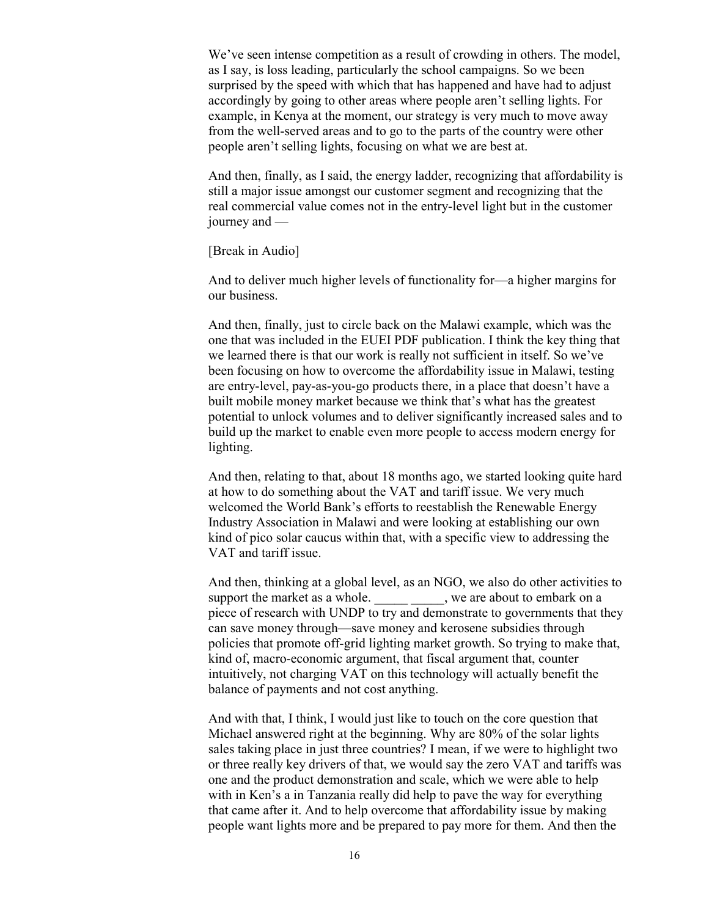We've seen intense competition as a result of crowding in others. The model, as I say, is loss leading, particularly the school campaigns. So we been surprised by the speed with which that has happened and have had to adjust accordingly by going to other areas where people aren't selling lights. For example, in Kenya at the moment, our strategy is very much to move away from the well-served areas and to go to the parts of the country were other people aren't selling lights, focusing on what we are best at.

And then, finally, as I said, the energy ladder, recognizing that affordability is still a major issue amongst our customer segment and recognizing that the real commercial value comes not in the entry-level light but in the customer journey and —

[Break in Audio]

And to deliver much higher levels of functionality for—a higher margins for our business.

And then, finally, just to circle back on the Malawi example, which was the one that was included in the EUEI PDF publication. I think the key thing that we learned there is that our work is really not sufficient in itself. So we've been focusing on how to overcome the affordability issue in Malawi, testing are entry-level, pay-as-you-go products there, in a place that doesn't have a built mobile money market because we think that's what has the greatest potential to unlock volumes and to deliver significantly increased sales and to build up the market to enable even more people to access modern energy for lighting.

And then, relating to that, about 18 months ago, we started looking quite hard at how to do something about the VAT and tariff issue. We very much welcomed the World Bank's efforts to reestablish the Renewable Energy Industry Association in Malawi and were looking at establishing our own kind of pico solar caucus within that, with a specific view to addressing the VAT and tariff issue.

And then, thinking at a global level, as an NGO, we also do other activities to support the market as a whole. _____ _____, we are about to embark on a piece of research with UNDP to try and demonstrate to governments that they can save money through—save money and kerosene subsidies through policies that promote off-grid lighting market growth. So trying to make that, kind of, macro-economic argument, that fiscal argument that, counter intuitively, not charging VAT on this technology will actually benefit the balance of payments and not cost anything.

And with that, I think, I would just like to touch on the core question that Michael answered right at the beginning. Why are 80% of the solar lights sales taking place in just three countries? I mean, if we were to highlight two or three really key drivers of that, we would say the zero VAT and tariffs was one and the product demonstration and scale, which we were able to help with in Ken's a in Tanzania really did help to pave the way for everything that came after it. And to help overcome that affordability issue by making people want lights more and be prepared to pay more for them. And then the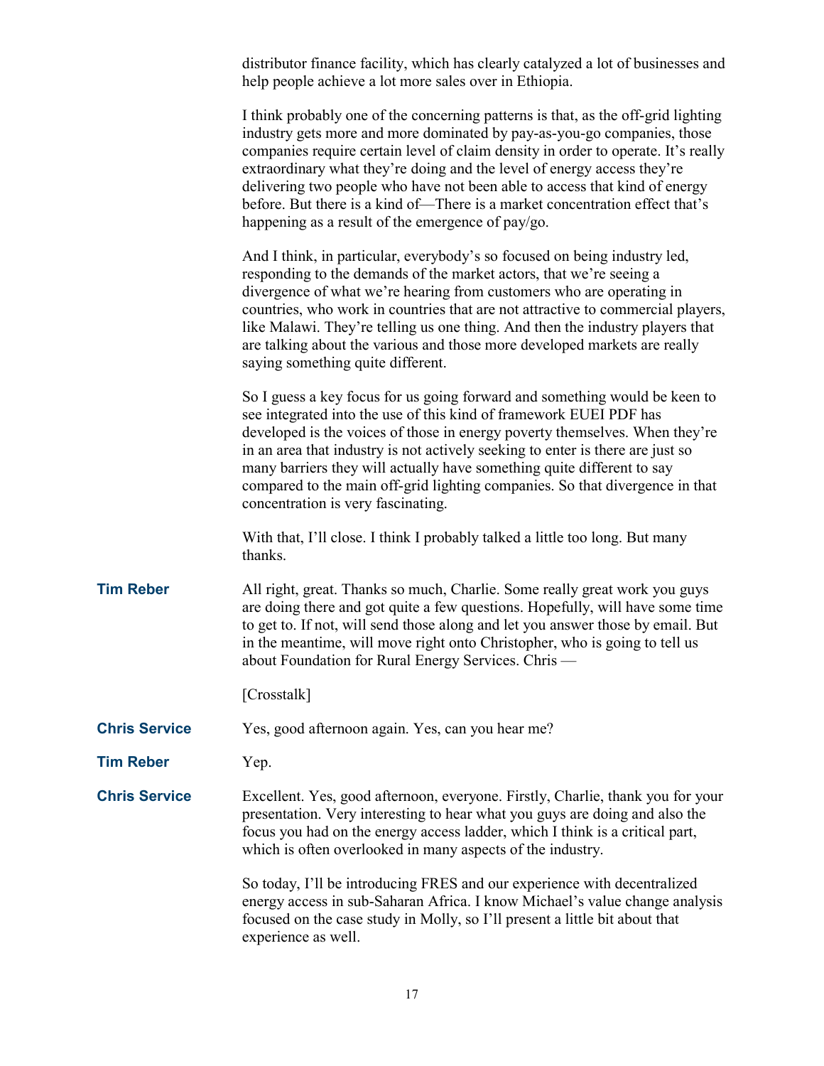distributor finance facility, which has clearly catalyzed a lot of businesses and help people achieve a lot more sales over in Ethiopia.

I think probably one of the concerning patterns is that, as the off-grid lighting industry gets more and more dominated by pay-as-you-go companies, those companies require certain level of claim density in order to operate. It's really extraordinary what they're doing and the level of energy access they're delivering two people who have not been able to access that kind of energy before. But there is a kind of—There is a market concentration effect that's happening as a result of the emergence of pay/go.

And I think, in particular, everybody's so focused on being industry led, responding to the demands of the market actors, that we're seeing a divergence of what we're hearing from customers who are operating in countries, who work in countries that are not attractive to commercial players, like Malawi. They're telling us one thing. And then the industry players that are talking about the various and those more developed markets are really saying something quite different.

So I guess a key focus for us going forward and something would be keen to see integrated into the use of this kind of framework EUEI PDF has developed is the voices of those in energy poverty themselves. When they're in an area that industry is not actively seeking to enter is there are just so many barriers they will actually have something quite different to say compared to the main off-grid lighting companies. So that divergence in that concentration is very fascinating.

With that, I'll close. I think I probably talked a little too long. But many thanks.

**Tim Reber** All right, great. Thanks so much, Charlie. Some really great work you guys are doing there and got quite a few questions. Hopefully, will have some time to get to. If not, will send those along and let you answer those by email. But in the meantime, will move right onto Christopher, who is going to tell us about Foundation for Rural Energy Services. Chris —

[Crosstalk]

**Chris Service** Yes, good afternoon again. Yes, can you hear me?

**Tim Reber** Yep.

**Chris Service** Excellent. Yes, good afternoon, everyone. Firstly, Charlie, thank you for your presentation. Very interesting to hear what you guys are doing and also the focus you had on the energy access ladder, which I think is a critical part, which is often overlooked in many aspects of the industry.

So today, I'll be introducing FRES and our experience with decentralized energy access in sub-Saharan Africa. I know Michael's value change analysis focused on the case study in Molly, so I'll present a little bit about that experience as well.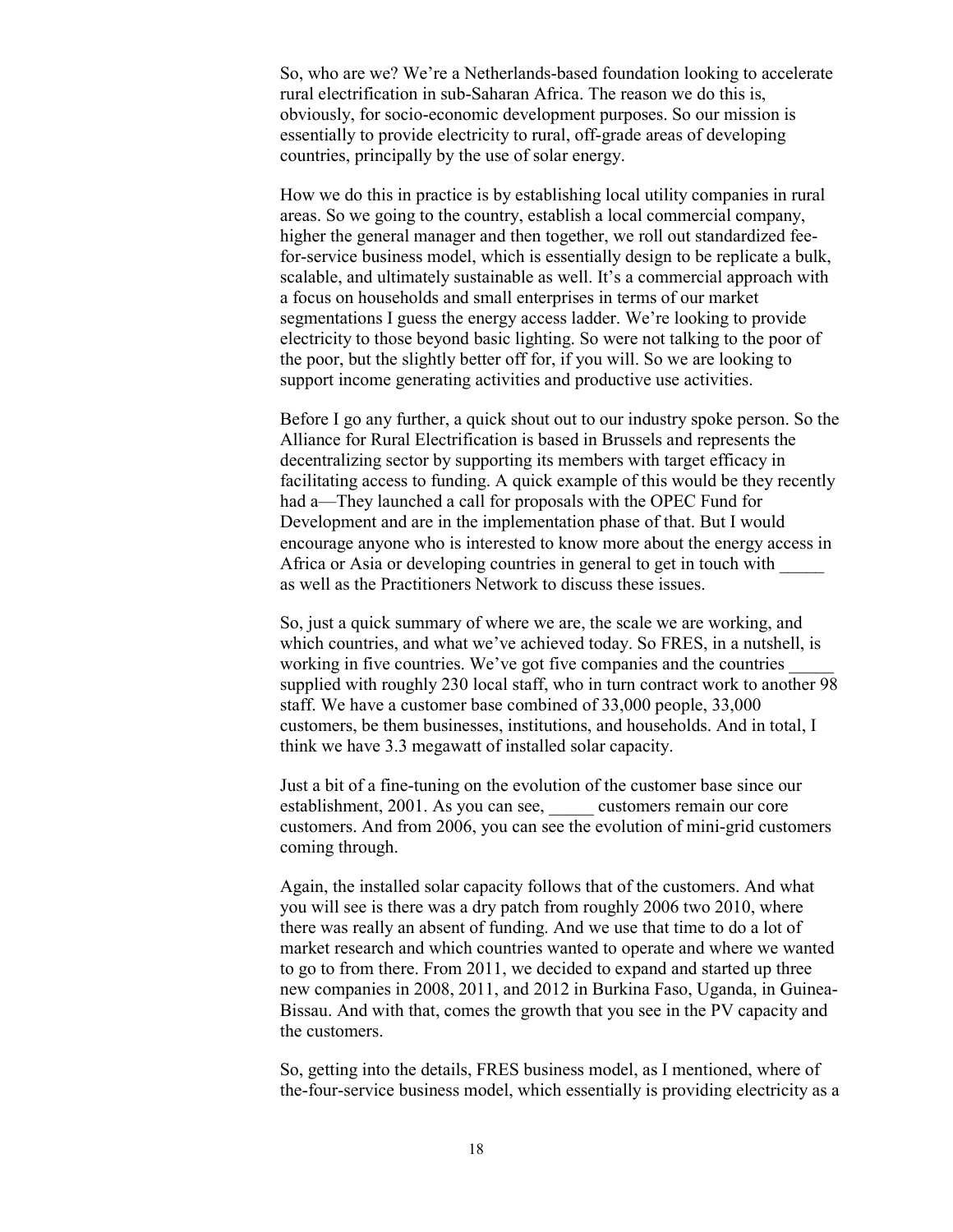So, who are we? We're a Netherlands-based foundation looking to accelerate rural electrification in sub-Saharan Africa. The reason we do this is, obviously, for socio-economic development purposes. So our mission is essentially to provide electricity to rural, off-grade areas of developing countries, principally by the use of solar energy.

How we do this in practice is by establishing local utility companies in rural areas. So we going to the country, establish a local commercial company, higher the general manager and then together, we roll out standardized fee-for-service business model, which is essentially design to be replicate a bulk, scalable, and ultimately sustainable as well. It's a commercial approach with a focus on households and small enterprises in terms of our market segmentations I guess the energy access ladder. We're looking to provide electricity to those beyond basic lighting. So were not talking to the poor of the poor, but the slightly better off for, if you will. So we are looking to support income generating activities and productive use activities.

Before I go any further, a quick shout out to our industry spoke person. So the Alliance for Rural Electrification is based in Brussels and represents the decentralizing sector by supporting its members with target efficacy in facilitating access to funding. A quick example of this would be they recently had a—They launched a call for proposals with the OPEC Fund for Development and are in the implementation phase of that. But I would encourage anyone who is interested to know more about the energy access in Africa or Asia or developing countries in general to get in touch with _____ as well as the Practitioners Network to discuss these issues.

So, just a quick summary of where we are, the scale we are working, and which countries, and what we've achieved today. So FRES, in a nutshell, is working in five countries. We've got five companies and the countries _____ supplied with roughly 230 local staff, who in turn contract work to another 98 staff. We have a customer base combined of 33,000 people, 33,000 customers, be them businesses, institutions, and households. And in total, I think we have 3.3 megawatt of installed solar capacity.

Just a bit of a fine-tuning on the evolution of the customer base since our establishment, 2001. As you can see, _____ customers remain our core customers. And from 2006, you can see the evolution of mini-grid customers coming through.

Again, the installed solar capacity follows that of the customers. And what you will see is there was a dry patch from roughly 2006 two 2010, where there was really an absent of funding. And we use that time to do a lot of market research and which countries wanted to operate and where we wanted to go to from there. From 2011, we decided to expand and started up three new companies in 2008, 2011, and 2012 in Burkina Faso, Uganda, in Guinea-Bissau. And with that, comes the growth that you see in the PV capacity and the customers.

So, getting into the details, FRES business model, as I mentioned, where of the-four-service business model, which essentially is providing electricity as a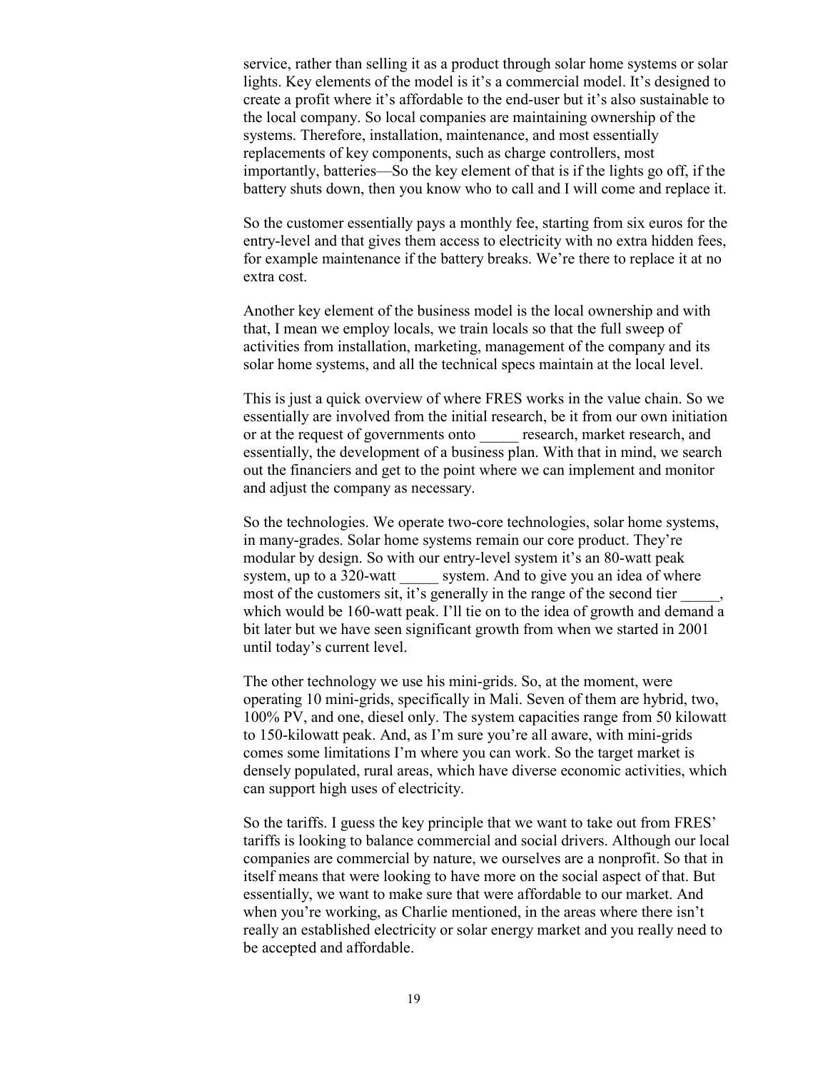service, rather than selling it as a product through solar home systems or solar lights. Key elements of the model is it's a commercial model. It's designed to create a profit where it's affordable to the end-user but it's also sustainable to the local company. So local companies are maintaining ownership of the systems. Therefore, installation, maintenance, and most essentially replacements of key components, such as charge controllers, most importantly, batteries—So the key element of that is if the lights go off, if the battery shuts down, then you know who to call and I will come and replace it.

So the customer essentially pays a monthly fee, starting from six euros for the entry-level and that gives them access to electricity with no extra hidden fees, for example maintenance if the battery breaks. We're there to replace it at no extra cost.

Another key element of the business model is the local ownership and with that, I mean we employ locals, we train locals so that the full sweep of activities from installation, marketing, management of the company and its solar home systems, and all the technical specs maintain at the local level.

This is just a quick overview of where FRES works in the value chain. So we essentially are involved from the initial research, be it from our own initiation or at the request of governments onto _____ research, market research, and essentially, the development of a business plan. With that in mind, we search out the financiers and get to the point where we can implement and monitor and adjust the company as necessary.

So the technologies. We operate two-core technologies, solar home systems, in many-grades. Solar home systems remain our core product. They're modular by design. So with our entry-level system it's an 80-watt peak system, up to a 320-watt _____ system. And to give you an idea of where most of the customers sit, it's generally in the range of the second tier _____, which would be 160-watt peak. I'll tie on to the idea of growth and demand a bit later but we have seen significant growth from when we started in 2001 until today's current level.

The other technology we use his mini-grids. So, at the moment, were operating 10 mini-grids, specifically in Mali. Seven of them are hybrid, two, 100% PV, and one, diesel only. The system capacities range from 50 kilowatt to 150-kilowatt peak. And, as I'm sure you're all aware, with mini-grids comes some limitations I'm where you can work. So the target market is densely populated, rural areas, which have diverse economic activities, which can support high uses of electricity.

So the tariffs. I guess the key principle that we want to take out from FRES' tariffs is looking to balance commercial and social drivers. Although our local companies are commercial by nature, we ourselves are a nonprofit. So that in itself means that were looking to have more on the social aspect of that. But essentially, we want to make sure that were affordable to our market. And when you're working, as Charlie mentioned, in the areas where there isn't really an established electricity or solar energy market and you really need to be accepted and affordable.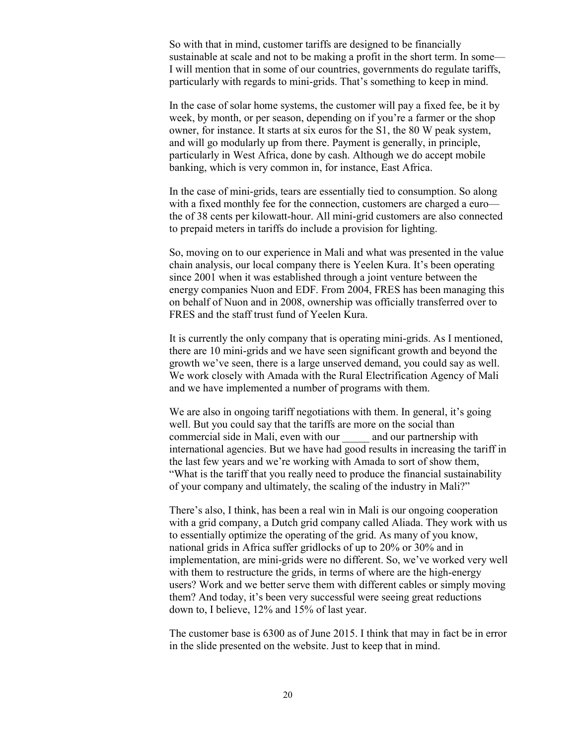So with that in mind, customer tariffs are designed to be financially sustainable at scale and not to be making a profit in the short term. In some—I will mention that in some of our countries, governments do regulate tariffs, particularly with regards to mini-grids. That's something to keep in mind.

In the case of solar home systems, the customer will pay a fixed fee, be it by week, by month, or per season, depending on if you're a farmer or the shop owner, for instance. It starts at six euros for the S1, the 80 W peak system, and will go modularly up from there. Payment is generally, in principle, particularly in West Africa, done by cash. Although we do accept mobile banking, which is very common in, for instance, East Africa.

In the case of mini-grids, tears are essentially tied to consumption. So along with a fixed monthly fee for the connection, customers are charged a euro—the of 38 cents per kilowatt-hour. All mini-grid customers are also connected to prepaid meters in tariffs do include a provision for lighting.

So, moving on to our experience in Mali and what was presented in the value chain analysis, our local company there is Yeelen Kura. It's been operating since 2001 when it was established through a joint venture between the energy companies Nuon and EDF. From 2004, FRES has been managing this on behalf of Nuon and in 2008, ownership was officially transferred over to FRES and the staff trust fund of Yeelen Kura.

It is currently the only company that is operating mini-grids. As I mentioned, there are 10 mini-grids and we have seen significant growth and beyond the growth we've seen, there is a large unserved demand, you could say as well. We work closely with Amada with the Rural Electrification Agency of Mali and we have implemented a number of programs with them.

We are also in ongoing tariff negotiations with them. In general, it's going well. But you could say that the tariffs are more on the social than commercial side in Mali, even with our _____ and our partnership with international agencies. But we have had good results in increasing the tariff in the last few years and we're working with Amada to sort of show them, "What is the tariff that you really need to produce the financial sustainability of your company and ultimately, the scaling of the industry in Mali?"

There's also, I think, has been a real win in Mali is our ongoing cooperation with a grid company, a Dutch grid company called Aliada. They work with us to essentially optimize the operating of the grid. As many of you know, national grids in Africa suffer gridlocks of up to 20% or 30% and in implementation, are mini-grids were no different. So, we've worked very well with them to restructure the grids, in terms of where are the high-energy users? Work and we better serve them with different cables or simply moving them? And today, it's been very successful were seeing great reductions down to, I believe, 12% and 15% of last year.

The customer base is 6300 as of June 2015. I think that may in fact be in error in the slide presented on the website. Just to keep that in mind.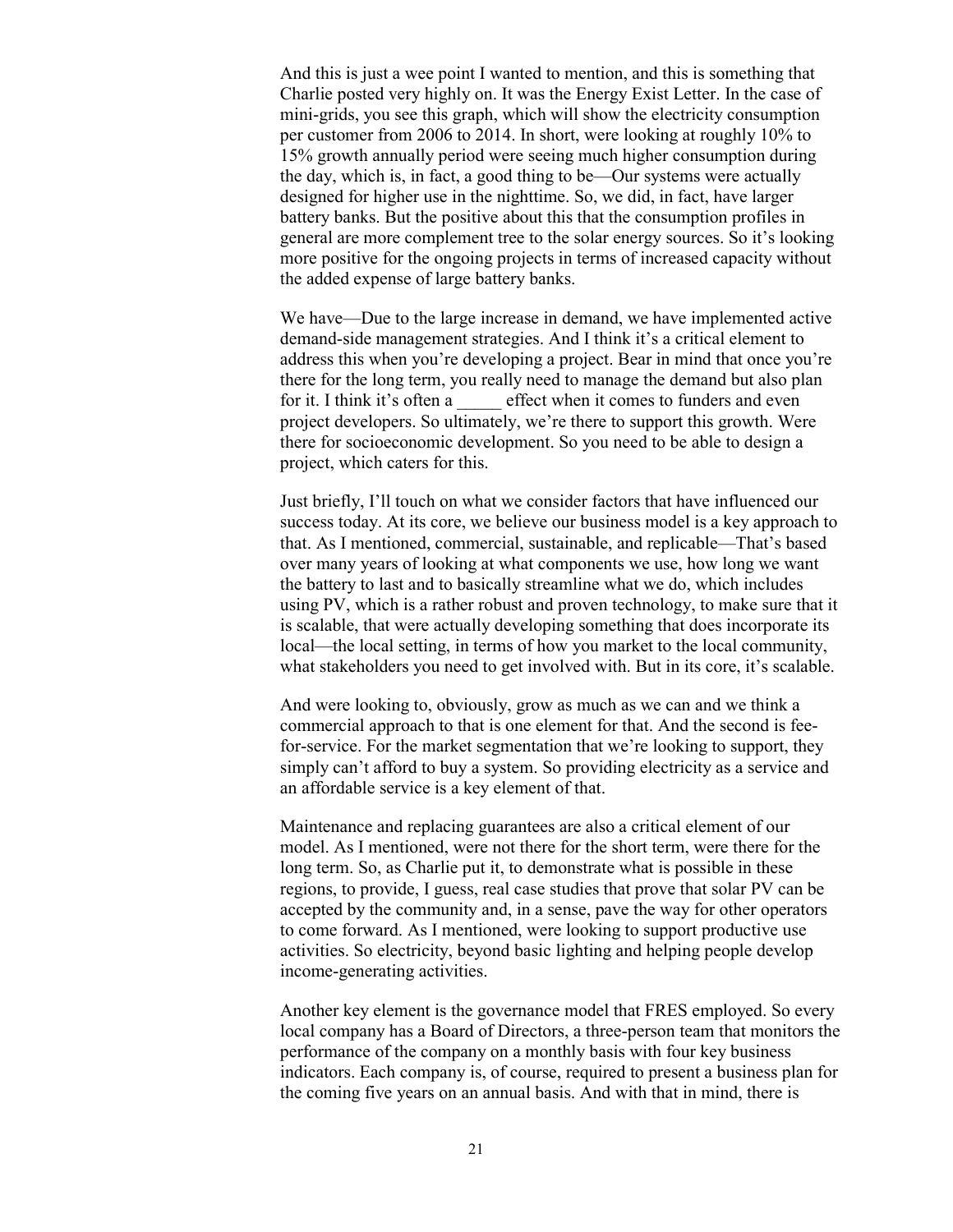And this is just a wee point I wanted to mention, and this is something that Charlie posted very highly on. It was the Energy Exist Letter. In the case of mini-grids, you see this graph, which will show the electricity consumption per customer from 2006 to 2014. In short, were looking at roughly 10% to 15% growth annually period were seeing much higher consumption during the day, which is, in fact, a good thing to be—Our systems were actually designed for higher use in the nighttime. So, we did, in fact, have larger battery banks. But the positive about this that the consumption profiles in general are more complement tree to the solar energy sources. So it's looking more positive for the ongoing projects in terms of increased capacity without the added expense of large battery banks.

We have—Due to the large increase in demand, we have implemented active demand-side management strategies. And I think it's a critical element to address this when you're developing a project. Bear in mind that once you're there for the long term, you really need to manage the demand but also plan for it. I think it's often a _____ effect when it comes to funders and even project developers. So ultimately, we're there to support this growth. Were there for socioeconomic development. So you need to be able to design a project, which caters for this.

Just briefly, I'll touch on what we consider factors that have influenced our success today. At its core, we believe our business model is a key approach to that. As I mentioned, commercial, sustainable, and replicable—That's based over many years of looking at what components we use, how long we want the battery to last and to basically streamline what we do, which includes using PV, which is a rather robust and proven technology, to make sure that it is scalable, that were actually developing something that does incorporate its local—the local setting, in terms of how you market to the local community, what stakeholders you need to get involved with. But in its core, it's scalable.

And were looking to, obviously, grow as much as we can and we think a commercial approach to that is one element for that. And the second is fee-for-service. For the market segmentation that we're looking to support, they simply can't afford to buy a system. So providing electricity as a service and an affordable service is a key element of that.

Maintenance and replacing guarantees are also a critical element of our model. As I mentioned, were not there for the short term, were there for the long term. So, as Charlie put it, to demonstrate what is possible in these regions, to provide, I guess, real case studies that prove that solar PV can be accepted by the community and, in a sense, pave the way for other operators to come forward. As I mentioned, were looking to support productive use activities. So electricity, beyond basic lighting and helping people develop income-generating activities.

Another key element is the governance model that FRES employed. So every local company has a Board of Directors, a three-person team that monitors the performance of the company on a monthly basis with four key business indicators. Each company is, of course, required to present a business plan for the coming five years on an annual basis. And with that in mind, there is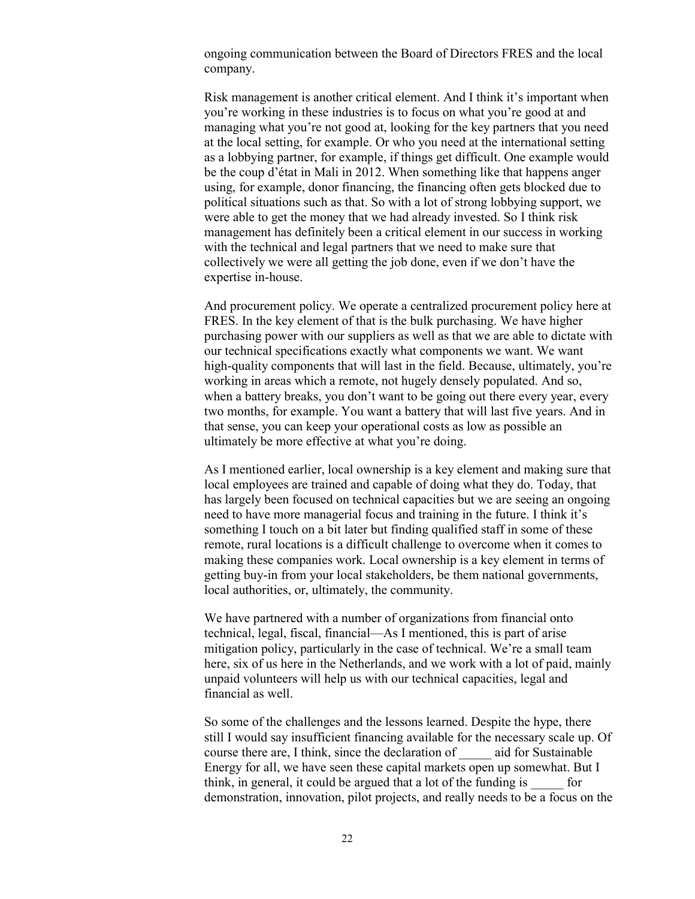ongoing communication between the Board of Directors FRES and the local company.

Risk management is another critical element. And I think it's important when you're working in these industries is to focus on what you're good at and managing what you're not good at, looking for the key partners that you need at the local setting, for example. Or who you need at the international setting as a lobbying partner, for example, if things get difficult. One example would be the coup d'état in Mali in 2012. When something like that happens anger using, for example, donor financing, the financing often gets blocked due to political situations such as that. So with a lot of strong lobbying support, we were able to get the money that we had already invested. So I think risk management has definitely been a critical element in our success in working with the technical and legal partners that we need to make sure that collectively we were all getting the job done, even if we don't have the expertise in-house.

And procurement policy. We operate a centralized procurement policy here at FRES. In the key element of that is the bulk purchasing. We have higher purchasing power with our suppliers as well as that we are able to dictate with our technical specifications exactly what components we want. We want high-quality components that will last in the field. Because, ultimately, you're working in areas which a remote, not hugely densely populated. And so, when a battery breaks, you don't want to be going out there every year, every two months, for example. You want a battery that will last five years. And in that sense, you can keep your operational costs as low as possible an ultimately be more effective at what you're doing.

As I mentioned earlier, local ownership is a key element and making sure that local employees are trained and capable of doing what they do. Today, that has largely been focused on technical capacities but we are seeing an ongoing need to have more managerial focus and training in the future. I think it's something I touch on a bit later but finding qualified staff in some of these remote, rural locations is a difficult challenge to overcome when it comes to making these companies work. Local ownership is a key element in terms of getting buy-in from your local stakeholders, be them national governments, local authorities, or, ultimately, the community.

We have partnered with a number of organizations from financial onto technical, legal, fiscal, financial—As I mentioned, this is part of arise mitigation policy, particularly in the case of technical. We're a small team here, six of us here in the Netherlands, and we work with a lot of paid, mainly unpaid volunteers will help us with our technical capacities, legal and financial as well.

So some of the challenges and the lessons learned. Despite the hype, there still I would say insufficient financing available for the necessary scale up. Of course there are, I think, since the declaration of _____ aid for Sustainable Energy for all, we have seen these capital markets open up somewhat. But I think, in general, it could be argued that a lot of the funding is _____ for demonstration, innovation, pilot projects, and really needs to be a focus on the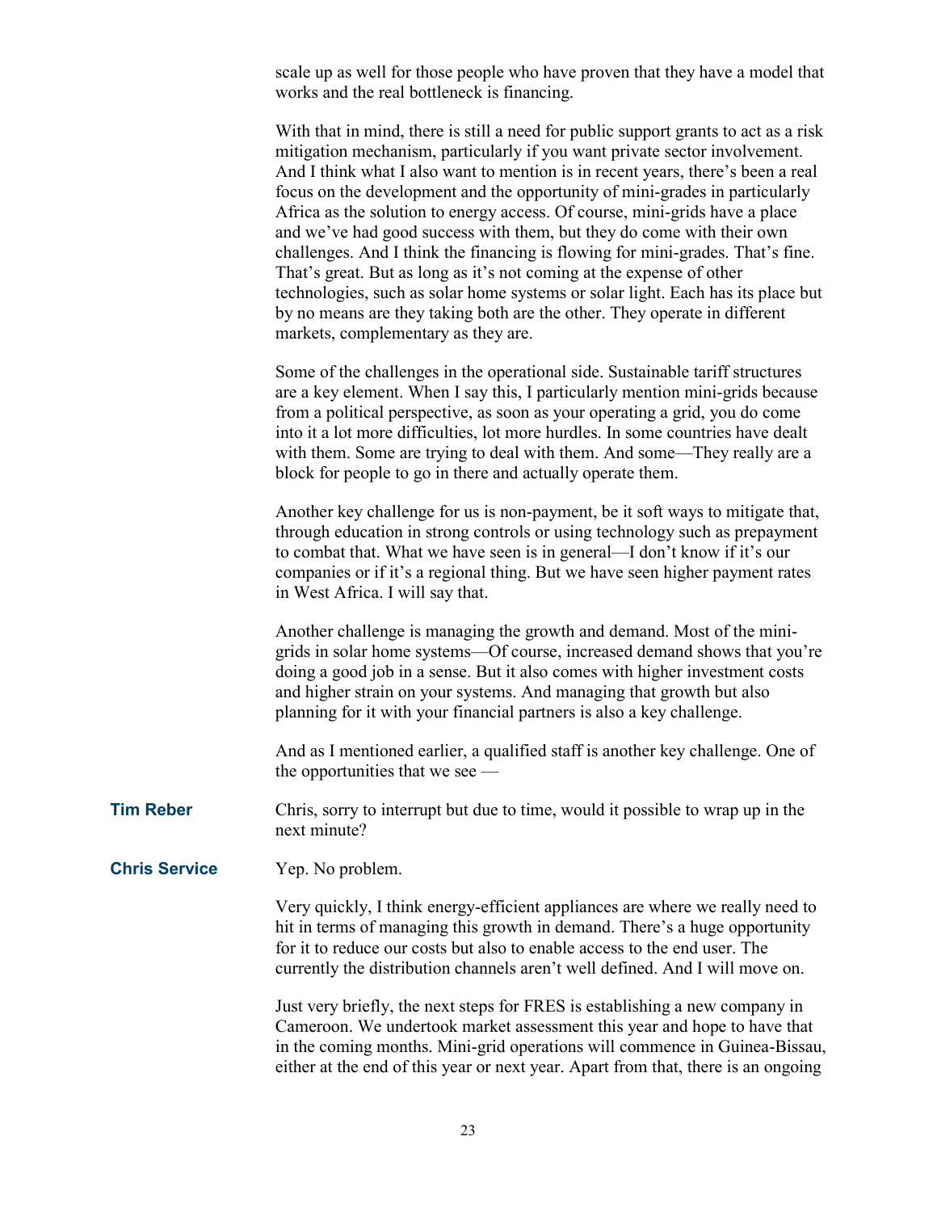scale up as well for those people who have proven that they have a model that works and the real bottleneck is financing.

With that in mind, there is still a need for public support grants to act as a risk mitigation mechanism, particularly if you want private sector involvement. And I think what I also want to mention is in recent years, there's been a real focus on the development and the opportunity of mini-grades in particularly Africa as the solution to energy access. Of course, mini-grids have a place and we've had good success with them, but they do come with their own challenges. And I think the financing is flowing for mini-grades. That's fine. That's great. But as long as it's not coming at the expense of other technologies, such as solar home systems or solar light. Each has its place but by no means are they taking both are the other. They operate in different markets, complementary as they are.

Some of the challenges in the operational side. Sustainable tariff structures are a key element. When I say this, I particularly mention mini-grids because from a political perspective, as soon as your operating a grid, you do come into it a lot more difficulties, lot more hurdles. In some countries have dealt with them. Some are trying to deal with them. And some—They really are a block for people to go in there and actually operate them.

Another key challenge for us is non-payment, be it soft ways to mitigate that, through education in strong controls or using technology such as prepayment to combat that. What we have seen is in general—I don't know if it's our companies or if it's a regional thing. But we have seen higher payment rates in West Africa. I will say that.

Another challenge is managing the growth and demand. Most of the mini-grids in solar home systems—Of course, increased demand shows that you're doing a good job in a sense. But it also comes with higher investment costs and higher strain on your systems. And managing that growth but also planning for it with your financial partners is also a key challenge.

And as I mentioned earlier, a qualified staff is another key challenge. One of the opportunities that we see —

**Tim Reber** Chris, sorry to interrupt but due to time, would it possible to wrap up in the next minute?

**Chris Service** Yep. No problem.

Very quickly, I think energy-efficient appliances are where we really need to hit in terms of managing this growth in demand. There's a huge opportunity for it to reduce our costs but also to enable access to the end user. The currently the distribution channels aren't well defined. And I will move on.

Just very briefly, the next steps for FRES is establishing a new company in Cameroon. We undertook market assessment this year and hope to have that in the coming months. Mini-grid operations will commence in Guinea-Bissau, either at the end of this year or next year. Apart from that, there is an ongoing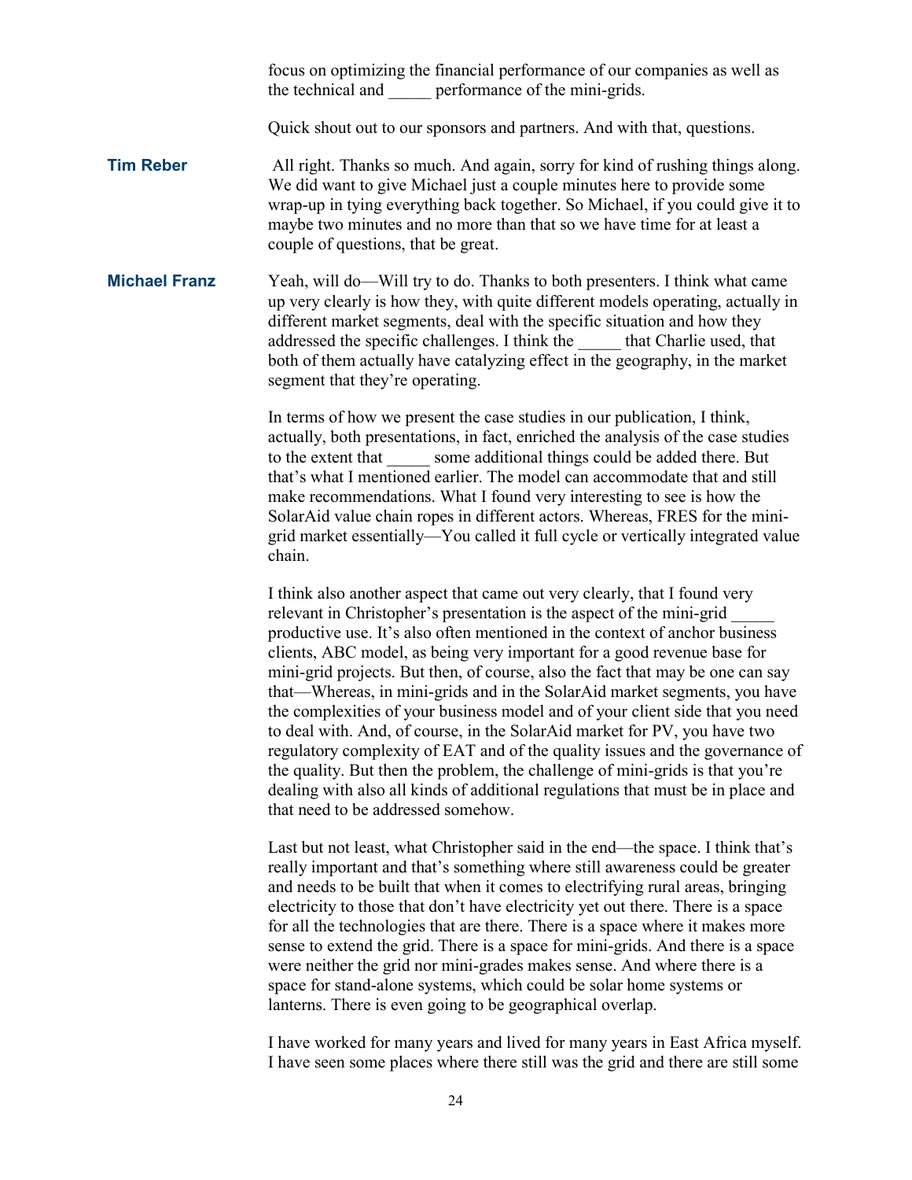focus on optimizing the financial performance of our companies as well as the technical and _____ performance of the mini-grids.

Quick shout out to our sponsors and partners. And with that, questions.

**Tim Reber** All right. Thanks so much. And again, sorry for kind of rushing things along. We did want to give Michael just a couple minutes here to provide some wrap-up in tying everything back together. So Michael, if you could give it to maybe two minutes and no more than that so we have time for at least a couple of questions, that be great.

**Michael Franz** Yeah, will do—Will try to do. Thanks to both presenters. I think what came up very clearly is how they, with quite different models operating, actually in different market segments, deal with the specific situation and how they addressed the specific challenges. I think the _____ that Charlie used, that both of them actually have catalyzing effect in the geography, in the market segment that they're operating.

In terms of how we present the case studies in our publication, I think, actually, both presentations, in fact, enriched the analysis of the case studies to the extent that _____ some additional things could be added there. But that's what I mentioned earlier. The model can accommodate that and still make recommendations. What I found very interesting to see is how the SolarAid value chain ropes in different actors. Whereas, FRES for the mini-grid market essentially—You called it full cycle or vertically integrated value chain.

I think also another aspect that came out very clearly, that I found very relevant in Christopher's presentation is the aspect of the mini-grid _____ productive use. It's also often mentioned in the context of anchor business clients, ABC model, as being very important for a good revenue base for mini-grid projects. But then, of course, also the fact that may be one can say that—Whereas, in mini-grids and in the SolarAid market segments, you have the complexities of your business model and of your client side that you need to deal with. And, of course, in the SolarAid market for PV, you have two regulatory complexity of EAT and of the quality issues and the governance of the quality. But then the problem, the challenge of mini-grids is that you're dealing with also all kinds of additional regulations that must be in place and that need to be addressed somehow.

Last but not least, what Christopher said in the end—the space. I think that's really important and that's something where still awareness could be greater and needs to be built that when it comes to electrifying rural areas, bringing electricity to those that don't have electricity yet out there. There is a space for all the technologies that are there. There is a space where it makes more sense to extend the grid. There is a space for mini-grids. And there is a space were neither the grid nor mini-grades makes sense. And where there is a space for stand-alone systems, which could be solar home systems or lanterns. There is even going to be geographical overlap.

I have worked for many years and lived for many years in East Africa myself. I have seen some places where there still was the grid and there are still some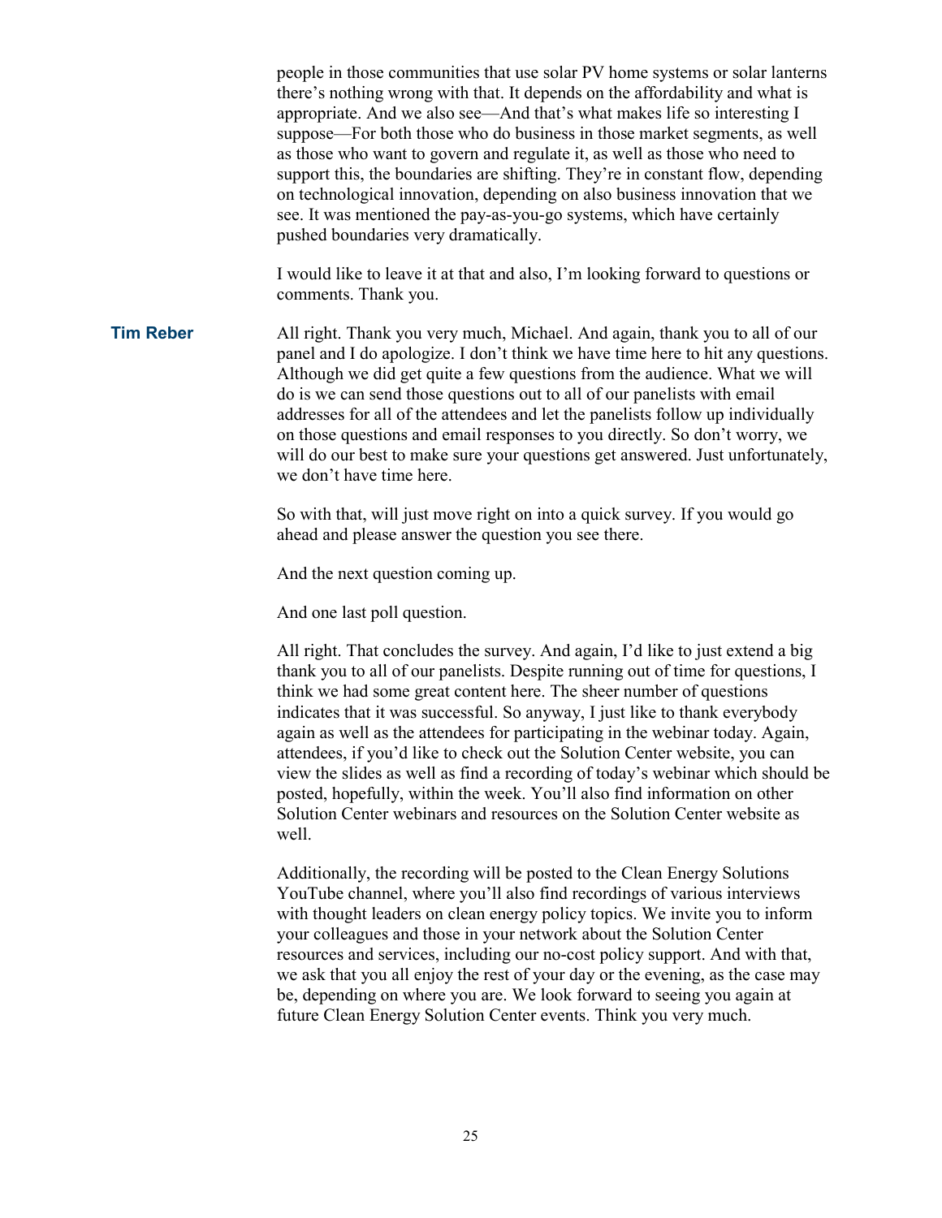people in those communities that use solar PV home systems or solar lanterns there's nothing wrong with that. It depends on the affordability and what is appropriate. And we also see—And that's what makes life so interesting I suppose—For both those who do business in those market segments, as well as those who want to govern and regulate it, as well as those who need to support this, the boundaries are shifting. They're in constant flow, depending on technological innovation, depending on also business innovation that we see. It was mentioned the pay-as-you-go systems, which have certainly pushed boundaries very dramatically.

I would like to leave it at that and also, I'm looking forward to questions or comments. Thank you.

**Tim Reber** All right. Thank you very much, Michael. And again, thank you to all of our panel and I do apologize. I don't think we have time here to hit any questions. Although we did get quite a few questions from the audience. What we will do is we can send those questions out to all of our panelists with email addresses for all of the attendees and let the panelists follow up individually on those questions and email responses to you directly. So don't worry, we will do our best to make sure your questions get answered. Just unfortunately, we don't have time here.

So with that, will just move right on into a quick survey. If you would go ahead and please answer the question you see there.

And the next question coming up.

And one last poll question.

All right. That concludes the survey. And again, I'd like to just extend a big thank you to all of our panelists. Despite running out of time for questions, I think we had some great content here. The sheer number of questions indicates that it was successful. So anyway, I just like to thank everybody again as well as the attendees for participating in the webinar today. Again, attendees, if you'd like to check out the Solution Center website, you can view the slides as well as find a recording of today's webinar which should be posted, hopefully, within the week. You'll also find information on other Solution Center webinars and resources on the Solution Center website as well.

Additionally, the recording will be posted to the Clean Energy Solutions YouTube channel, where you'll also find recordings of various interviews with thought leaders on clean energy policy topics. We invite you to inform your colleagues and those in your network about the Solution Center resources and services, including our no-cost policy support. And with that, we ask that you all enjoy the rest of your day or the evening, as the case may be, depending on where you are. We look forward to seeing you again at future Clean Energy Solution Center events. Think you very much.